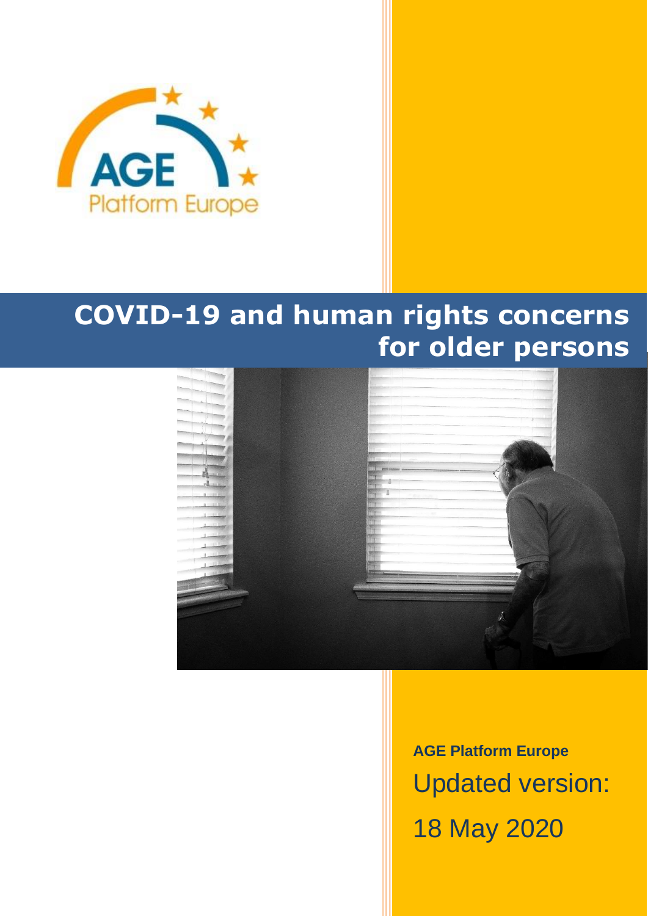AGE Platform Europe

# COVID-19 and human rights concerns for older persons

**AGE Platform Europe**

Updated version:

18 May 2020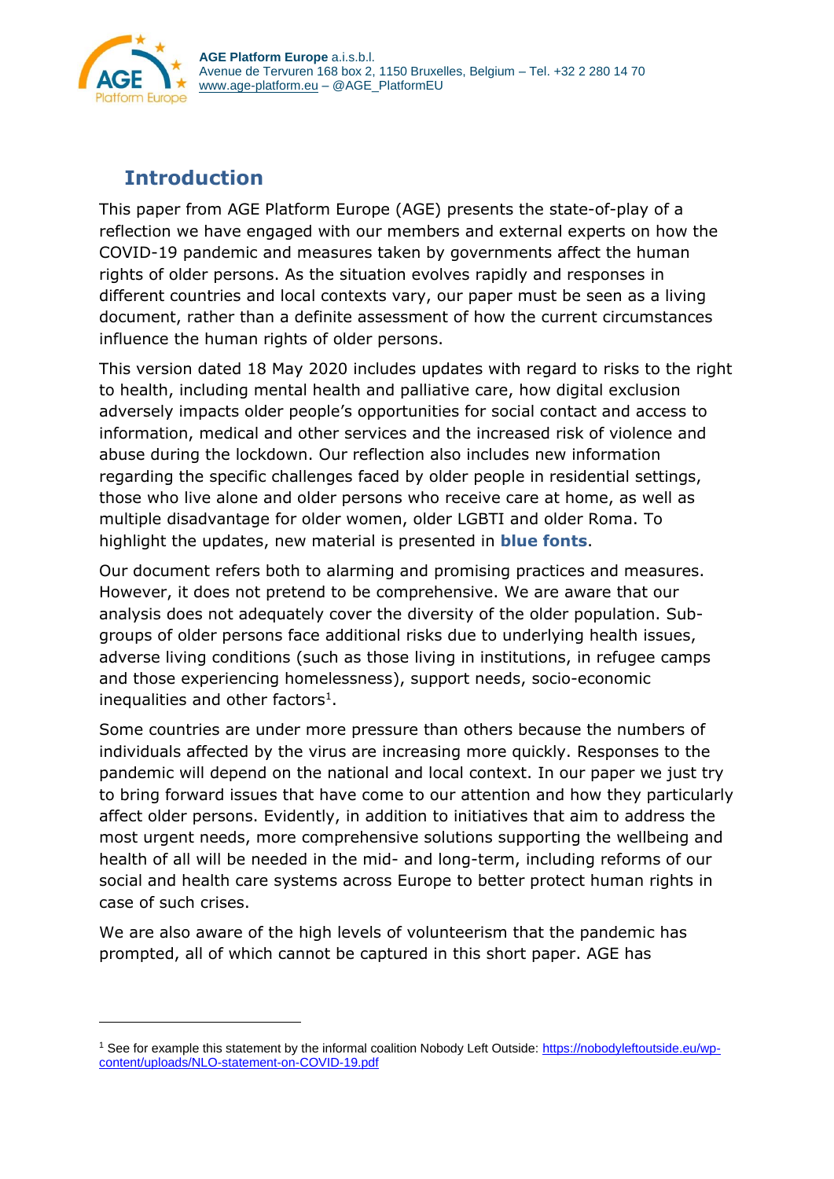## Introduction

This paper from AGE Platform Europe (AGE) presents the state-of-play of a reflection we have engaged with our members and external experts on how the COVID-19 pandemic and measures taken by governments affect the human rights of older persons. As the situation evolves rapidly and responses in different countries and local contexts vary, our paper must be seen as a living document, rather than a definite assessment of how the current circumstances influence the human rights of older persons.

This version dated 18 May 2020 includes updates with regard to risks to the right to health, including mental health and palliative care, how digital exclusion adversely impacts older people's opportunities for social contact and access to information, medical and other services and the increased risk of violence and abuse during the lockdown. Our reflection also includes new information regarding the specific challenges faced by older people in residential settings, those who live alone and older persons who receive care at home, as well as multiple disadvantage for older women, older LGBTI and older Roma. To highlight the updates, new material is presented in **blue fonts**.

Our document refers both to alarming and promising practices and measures. However, it does not pretend to be comprehensive. We are aware that our analysis does not adequately cover the diversity of the older population. Sub-groups of older persons face additional risks due to underlying health issues, adverse living conditions (such as those living in institutions, in refugee camps and those experiencing homelessness), support needs, socio-economic inequalities and other factors[1].

Some countries are under more pressure than others because the numbers of individuals affected by the virus are increasing more quickly. Responses to the pandemic will depend on the national and local context. In our paper we just try to bring forward issues that have come to our attention and how they particularly affect older persons. Evidently, in addition to initiatives that aim to address the most urgent needs, more comprehensive solutions supporting the wellbeing and health of all will be needed in the mid- and long-term, including reforms of our social and health care systems across Europe to better protect human rights in case of such crises.

We are also aware of the high levels of volunteerism that the pandemic has prompted, all of which cannot be captured in this short paper. AGE has

---

[1] See for example this statement by the informal coalition Nobody Left Outside: https://nobodyleftoutside.eu/wp-content/uploads/NLO-statement-on-COVID-19.pdf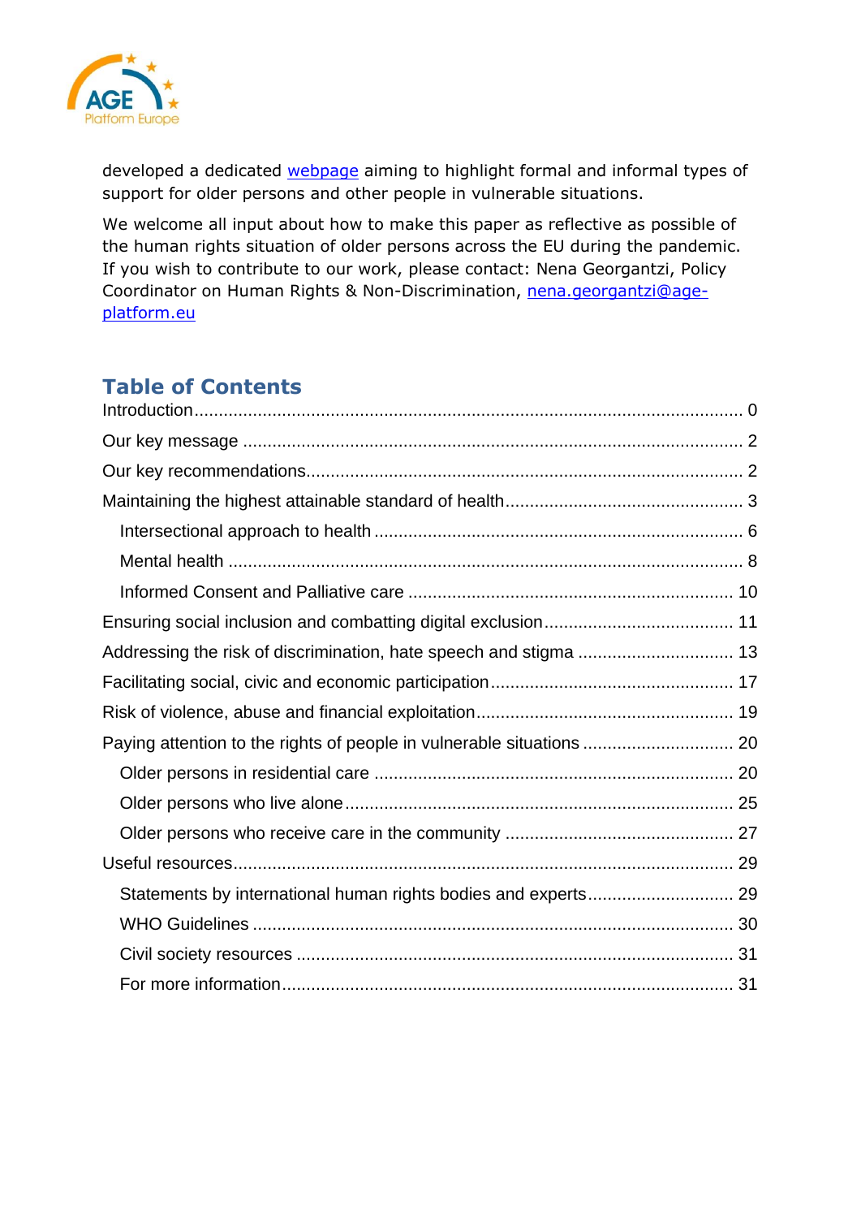developed a dedicated [webpage](webpage) aiming to highlight formal and informal types of support for older persons and other people in vulnerable situations.

We welcome all input about how to make this paper as reflective as possible of the human rights situation of older persons across the EU during the pandemic. If you wish to contribute to our work, please contact: Nena Georgantzi, Policy Coordinator on Human Rights & Non-Discrimination, [nena.georgantzi@age-platform.eu](mailto:nena.georgantzi@age-platform.eu)

## Table of Contents

Introduction .......... 0

Our key message .......... 2

Our key recommendations .......... 2

Maintaining the highest attainable standard of health .......... 3

- Intersectional approach to health .......... 6
- Mental health .......... 8
- Informed Consent and Palliative care .......... 10

Ensuring social inclusion and combatting digital exclusion .......... 11

Addressing the risk of discrimination, hate speech and stigma .......... 13

Facilitating social, civic and economic participation .......... 17

Risk of violence, abuse and financial exploitation .......... 19

Paying attention to the rights of people in vulnerable situations .......... 20

- Older persons in residential care .......... 20
- Older persons who live alone .......... 25
- Older persons who receive care in the community .......... 27

Useful resources .......... 29

- Statements by international human rights bodies and experts .......... 29
- WHO Guidelines .......... 30
- Civil society resources .......... 31
- For more information .......... 31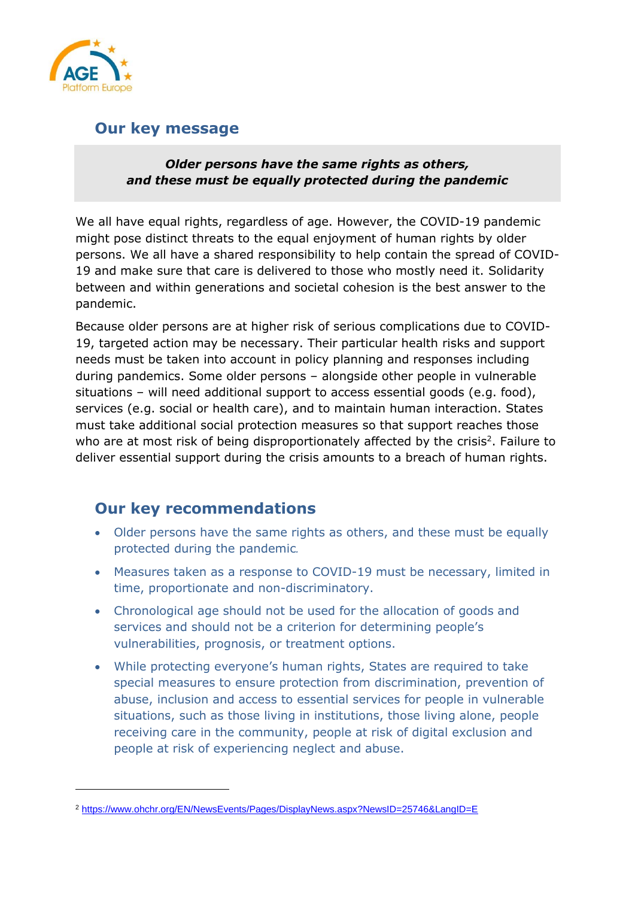## Our key message

***Older persons have the same rights as others, and these must be equally protected during the pandemic***

We all have equal rights, regardless of age. However, the COVID-19 pandemic might pose distinct threats to the equal enjoyment of human rights by older persons. We all have a shared responsibility to help contain the spread of COVID-19 and make sure that care is delivered to those who mostly need it. Solidarity between and within generations and societal cohesion is the best answer to the pandemic.

Because older persons are at higher risk of serious complications due to COVID-19, targeted action may be necessary. Their particular health risks and support needs must be taken into account in policy planning and responses including during pandemics. Some older persons – alongside other people in vulnerable situations – will need additional support to access essential goods (e.g. food), services (e.g. social or health care), and to maintain human interaction. States must take additional social protection measures so that support reaches those who are at most risk of being disproportionately affected by the crisis[2]. Failure to deliver essential support during the crisis amounts to a breach of human rights.

## Our key recommendations

- Older persons have the same rights as others, and these must be equally protected during the pandemic.
- Measures taken as a response to COVID-19 must be necessary, limited in time, proportionate and non-discriminatory.
- Chronological age should not be used for the allocation of goods and services and should not be a criterion for determining people's vulnerabilities, prognosis, or treatment options.
- While protecting everyone's human rights, States are required to take special measures to ensure protection from discrimination, prevention of abuse, inclusion and access to essential services for people in vulnerable situations, such as those living in institutions, those living alone, people receiving care in the community, people at risk of digital exclusion and people at risk of experiencing neglect and abuse.

---

[2] https://www.ohchr.org/EN/NewsEvents/Pages/DisplayNews.aspx?NewsID=25746&LangID=E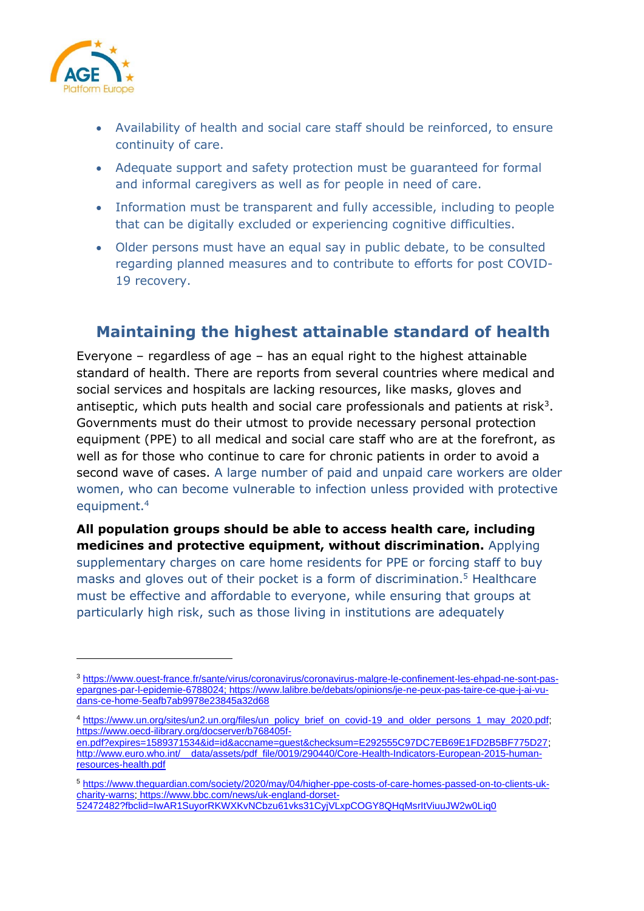- Availability of health and social care staff should be reinforced, to ensure continuity of care.
- Adequate support and safety protection must be guaranteed for formal and informal caregivers as well as for people in need of care.
- Information must be transparent and fully accessible, including to people that can be digitally excluded or experiencing cognitive difficulties.
- Older persons must have an equal say in public debate, to be consulted regarding planned measures and to contribute to efforts for post COVID-19 recovery.

## Maintaining the highest attainable standard of health

Everyone – regardless of age – has an equal right to the highest attainable standard of health. There are reports from several countries where medical and social services and hospitals are lacking resources, like masks, gloves and antiseptic, which puts health and social care professionals and patients at risk[3]. Governments must do their utmost to provide necessary personal protection equipment (PPE) to all medical and social care staff who are at the forefront, as well as for those who continue to care for chronic patients in order to avoid a second wave of cases. A large number of paid and unpaid care workers are older women, who can become vulnerable to infection unless provided with protective equipment.[4]

**All population groups should be able to access health care, including medicines and protective equipment, without discrimination.** Applying supplementary charges on care home residents for PPE or forcing staff to buy masks and gloves out of their pocket is a form of discrimination.[5] Healthcare must be effective and affordable to everyone, while ensuring that groups at particularly high risk, such as those living in institutions are adequately

---

[3] https://www.ouest-france.fr/sante/virus/coronavirus/coronavirus-malgre-le-confinement-les-ehpad-ne-sont-pas-epargnes-par-l-epidemie-6788024; https://www.lalibre.be/debats/opinions/je-ne-peux-pas-taire-ce-que-j-ai-vu-dans-ce-home-5eafb7ab9978e23845a32d68

[4] https://www.un.org/sites/un2.un.org/files/un_policy_brief_on_covid-19_and_older_persons_1_may_2020.pdf; https://www.oecd-ilibrary.org/docserver/b768405f-en.pdf?expires=1589371534&id=id&accname=guest&checksum=E292555C97DC7EB69E1FD2B5BF775D27; http://www.euro.who.int/__data/assets/pdf_file/0019/290440/Core-Health-Indicators-European-2015-human-resources-health.pdf

[5] https://www.theguardian.com/society/2020/may/04/higher-ppe-costs-of-care-homes-passed-on-to-clients-uk-charity-warns; https://www.bbc.com/news/uk-england-dorset-52472482?fbclid=IwAR1SuyorRKWXKvNCbzu61vks31CyjVLxpCOGY8QHqMsrItViuuJW2w0Liq0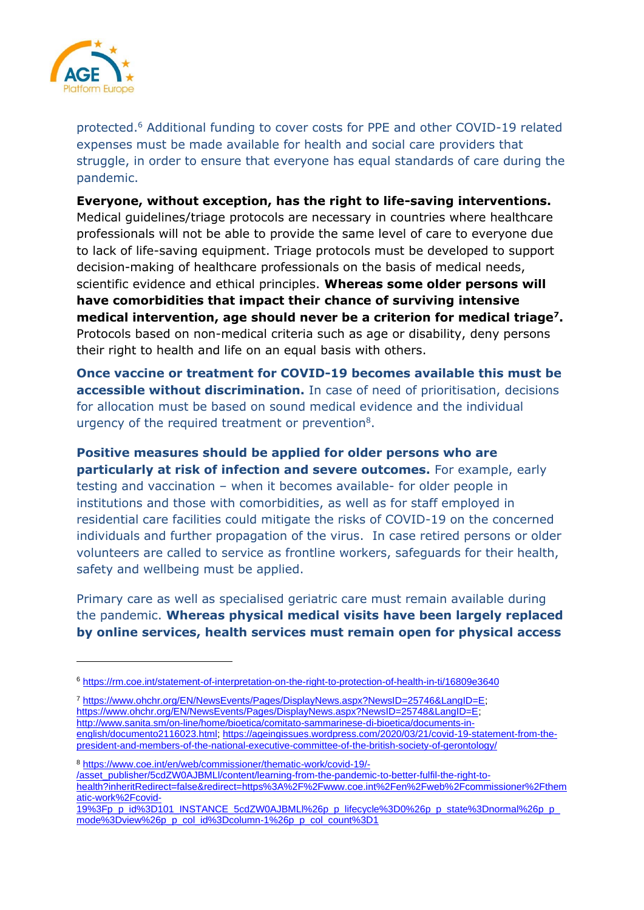protected.[6] Additional funding to cover costs for PPE and other COVID-19 related expenses must be made available for health and social care providers that struggle, in order to ensure that everyone has equal standards of care during the pandemic.

**Everyone, without exception, has the right to life-saving interventions.** Medical guidelines/triage protocols are necessary in countries where healthcare professionals will not be able to provide the same level of care to everyone due to lack of life-saving equipment. Triage protocols must be developed to support decision-making of healthcare professionals on the basis of medical needs, scientific evidence and ethical principles. **Whereas some older persons will have comorbidities that impact their chance of surviving intensive medical intervention, age should never be a criterion for medical triage[7].** Protocols based on non-medical criteria such as age or disability, deny persons their right to health and life on an equal basis with others.

**Once vaccine or treatment for COVID-19 becomes available this must be accessible without discrimination.** In case of need of prioritisation, decisions for allocation must be based on sound medical evidence and the individual urgency of the required treatment or prevention[8].

**Positive measures should be applied for older persons who are particularly at risk of infection and severe outcomes.** For example, early testing and vaccination – when it becomes available- for older people in institutions and those with comorbidities, as well as for staff employed in residential care facilities could mitigate the risks of COVID-19 on the concerned individuals and further propagation of the virus. In case retired persons or older volunteers are called to service as frontline workers, safeguards for their health, safety and wellbeing must be applied.

Primary care as well as specialised geriatric care must remain available during the pandemic. **Whereas physical medical visits have been largely replaced by online services, health services must remain open for physical access**

---

[6] https://rm.coe.int/statement-of-interpretation-on-the-right-to-protection-of-health-in-ti/16809e3640

[7] https://www.ohchr.org/EN/NewsEvents/Pages/DisplayNews.aspx?NewsID=25746&LangID=E; https://www.ohchr.org/EN/NewsEvents/Pages/DisplayNews.aspx?NewsID=25748&LangID=E; http://www.sanita.sm/on-line/home/bioetica/comitato-sammarinese-di-bioetica/documents-in-english/documento2116023.html; https://ageingissues.wordpress.com/2020/03/21/covid-19-statement-from-the-president-and-members-of-the-national-executive-committee-of-the-british-society-of-gerontology/

[8] https://www.coe.int/en/web/commissioner/thematic-work/covid-19/-/asset_publisher/5cdZW0AJBMLl/content/learning-from-the-pandemic-to-better-fulfil-the-right-to-health?inheritRedirect=false&redirect=https%3A%2F%2Fwww.coe.int%2Fen%2Fweb%2Fcommissioner%2Fthematic-work%2Fcovid-19%3Fp_p_id%3D101_INSTANCE_5cdZW0AJBMLl%26p_p_lifecycle%3D0%26p_p_state%3Dnormal%26p_p_mode%3Dview%26p_p_col_id%3Dcolumn-1%26p_p_col_count%3D1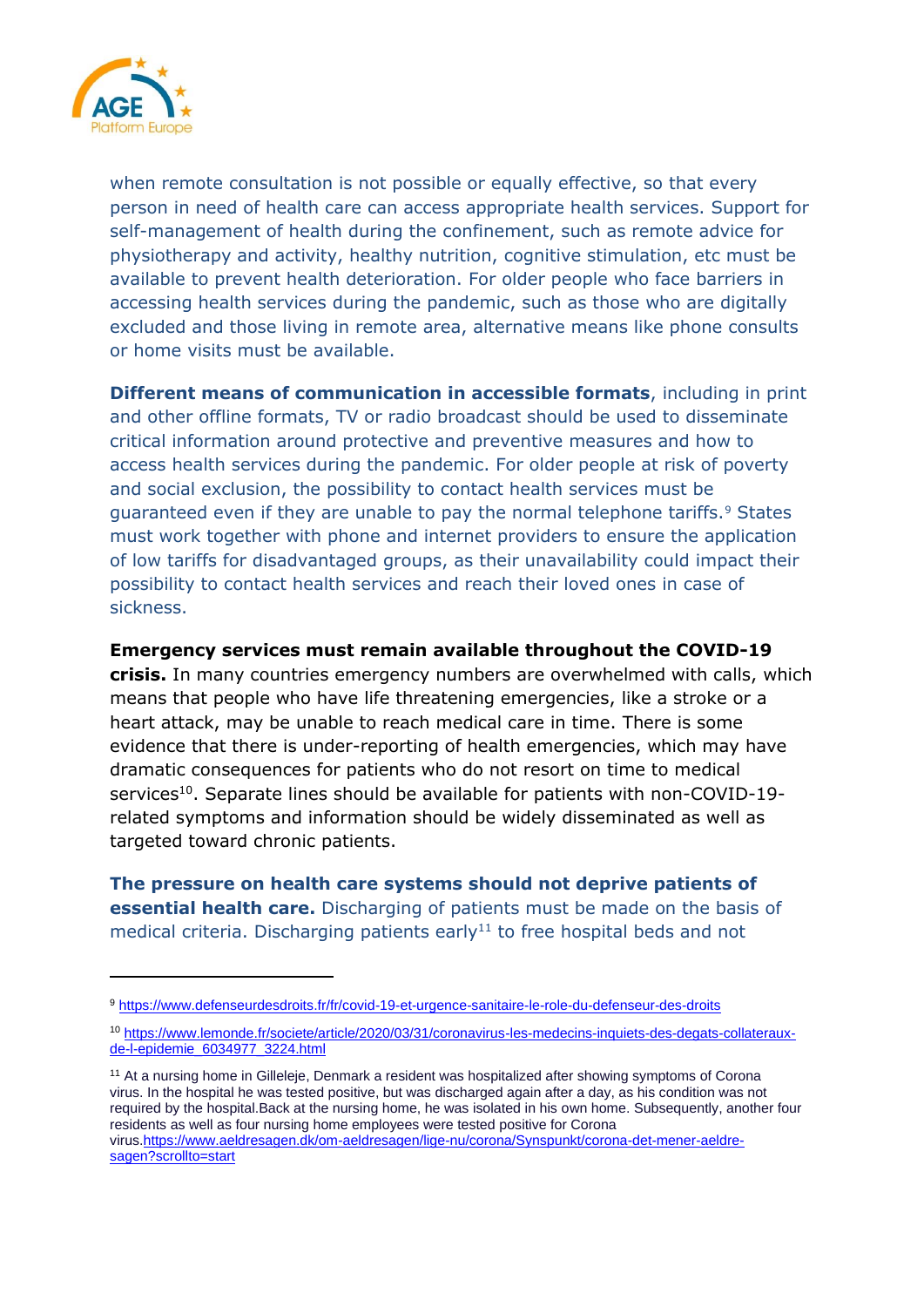when remote consultation is not possible or equally effective, so that every person in need of health care can access appropriate health services. Support for self-management of health during the confinement, such as remote advice for physiotherapy and activity, healthy nutrition, cognitive stimulation, etc must be available to prevent health deterioration. For older people who face barriers in accessing health services during the pandemic, such as those who are digitally excluded and those living in remote area, alternative means like phone consults or home visits must be available.

**Different means of communication in accessible formats**, including in print and other offline formats, TV or radio broadcast should be used to disseminate critical information around protective and preventive measures and how to access health services during the pandemic. For older people at risk of poverty and social exclusion, the possibility to contact health services must be guaranteed even if they are unable to pay the normal telephone tariffs.[9] States must work together with phone and internet providers to ensure the application of low tariffs for disadvantaged groups, as their unavailability could impact their possibility to contact health services and reach their loved ones in case of sickness.

**Emergency services must remain available throughout the COVID-19 crisis.** In many countries emergency numbers are overwhelmed with calls, which means that people who have life threatening emergencies, like a stroke or a heart attack, may be unable to reach medical care in time. There is some evidence that there is under-reporting of health emergencies, which may have dramatic consequences for patients who do not resort on time to medical services[10]. Separate lines should be available for patients with non-COVID-19-related symptoms and information should be widely disseminated as well as targeted toward chronic patients.

**The pressure on health care systems should not deprive patients of essential health care.** Discharging of patients must be made on the basis of medical criteria. Discharging patients early[11] to free hospital beds and not

---

[9] https://www.defenseurdesdroits.fr/fr/covid-19-et-urgence-sanitaire-le-role-du-defenseur-des-droits

[10] https://www.lemonde.fr/societe/article/2020/03/31/coronavirus-les-medecins-inquiets-des-degats-collateraux-de-l-epidemie_6034977_3224.html

[11] At a nursing home in Gilleleje, Denmark a resident was hospitalized after showing symptoms of Corona virus. In the hospital he was tested positive, but was discharged again after a day, as his condition was not required by the hospital.Back at the nursing home, he was isolated in his own home. Subsequently, another four residents as well as four nursing home employees were tested positive for Corona virus.https://www.aeldresagen.dk/om-aeldresagen/lige-nu/corona/Synspunkt/corona-det-mener-aeldre-sagen?scrollto=start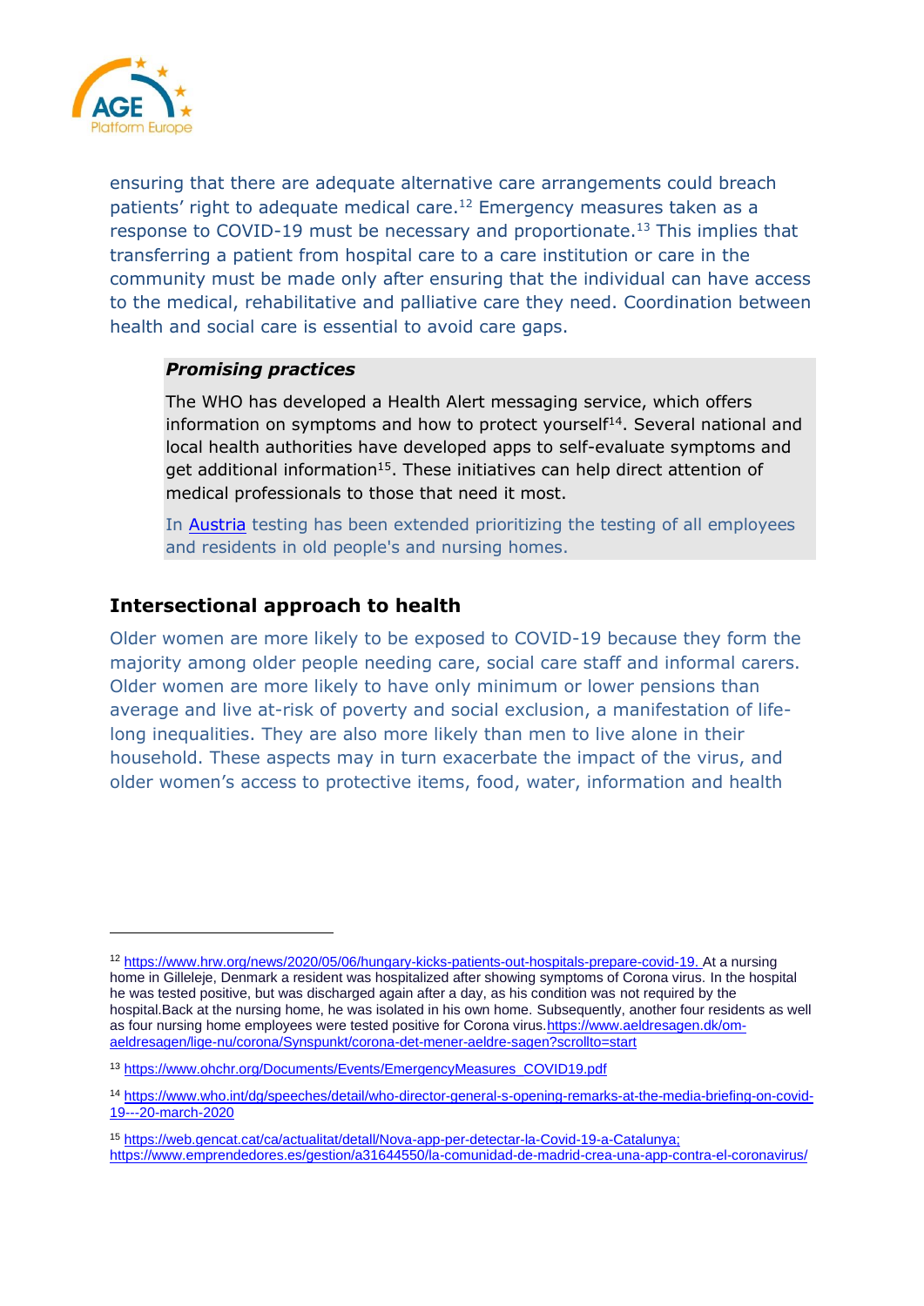ensuring that there are adequate alternative care arrangements could breach patients' right to adequate medical care.[12] Emergency measures taken as a response to COVID-19 must be necessary and proportionate.[13] This implies that transferring a patient from hospital care to a care institution or care in the community must be made only after ensuring that the individual can have access to the medical, rehabilitative and palliative care they need. Coordination between health and social care is essential to avoid care gaps.

> ***Promising practices***
>
> The WHO has developed a Health Alert messaging service, which offers information on symptoms and how to protect yourself[14]. Several national and local health authorities have developed apps to self-evaluate symptoms and get additional information[15]. These initiatives can help direct attention of medical professionals to those that need it most.
>
> In Austria testing has been extended prioritizing the testing of all employees and residents in old people's and nursing homes.

## Intersectional approach to health

Older women are more likely to be exposed to COVID-19 because they form the majority among older people needing care, social care staff and informal carers. Older women are more likely to have only minimum or lower pensions than average and live at-risk of poverty and social exclusion, a manifestation of life-long inequalities. They are also more likely than men to live alone in their household. These aspects may in turn exacerbate the impact of the virus, and older women's access to protective items, food, water, information and health

---

[12] https://www.hrw.org/news/2020/05/06/hungary-kicks-patients-out-hospitals-prepare-covid-19. At a nursing home in Gilleleje, Denmark a resident was hospitalized after showing symptoms of Corona virus. In the hospital he was tested positive, but was discharged again after a day, as his condition was not required by the hospital.Back at the nursing home, he was isolated in his own home. Subsequently, another four residents as well as four nursing home employees were tested positive for Corona virus.https://www.aeldresagen.dk/om-aeldresagen/lige-nu/corona/Synspunkt/corona-det-mener-aeldre-sagen?scrollto=start

[13] https://www.ohchr.org/Documents/Events/EmergencyMeasures_COVID19.pdf

[14] https://www.who.int/dg/speeches/detail/who-director-general-s-opening-remarks-at-the-media-briefing-on-covid-19---20-march-2020

[15] https://web.gencat.cat/ca/actualitat/detall/Nova-app-per-detectar-la-Covid-19-a-Catalunya; https://www.emprendedores.es/gestion/a31644550/la-comunidad-de-madrid-crea-una-app-contra-el-coronavirus/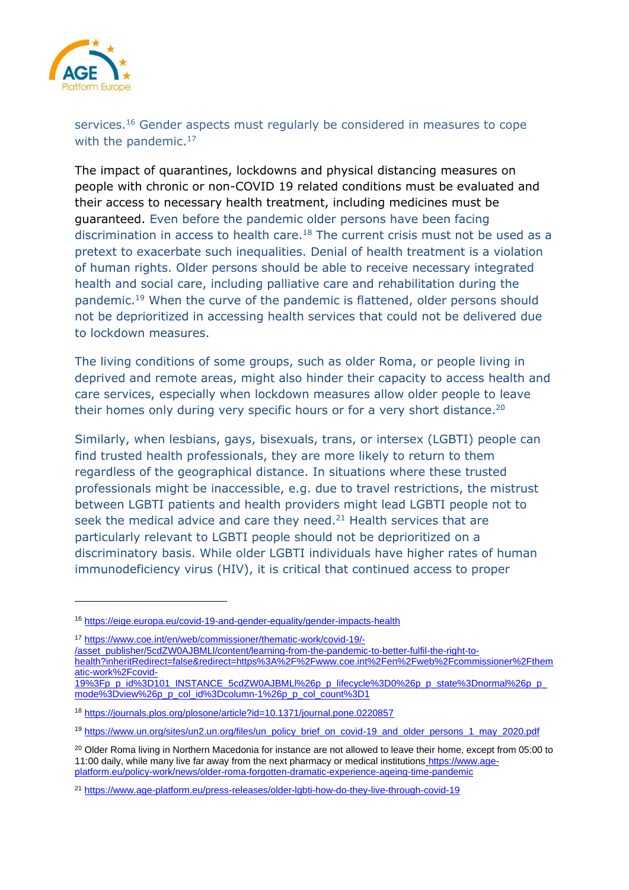services.[16] Gender aspects must regularly be considered in measures to cope with the pandemic.[17]

The impact of quarantines, lockdowns and physical distancing measures on people with chronic or non-COVID 19 related conditions must be evaluated and their access to necessary health treatment, including medicines must be guaranteed. Even before the pandemic older persons have been facing discrimination in access to health care.[18] The current crisis must not be used as a pretext to exacerbate such inequalities. Denial of health treatment is a violation of human rights. Older persons should be able to receive necessary integrated health and social care, including palliative care and rehabilitation during the pandemic.[19] When the curve of the pandemic is flattened, older persons should not be deprioritized in accessing health services that could not be delivered due to lockdown measures.

The living conditions of some groups, such as older Roma, or people living in deprived and remote areas, might also hinder their capacity to access health and care services, especially when lockdown measures allow older people to leave their homes only during very specific hours or for a very short distance.[20]

Similarly, when lesbians, gays, bisexuals, trans, or intersex (LGBTI) people can find trusted health professionals, they are more likely to return to them regardless of the geographical distance. In situations where these trusted professionals might be inaccessible, e.g. due to travel restrictions, the mistrust between LGBTI patients and health providers might lead LGBTI people not to seek the medical advice and care they need.[21] Health services that are particularly relevant to LGBTI people should not be deprioritized on a discriminatory basis. While older LGBTI individuals have higher rates of human immunodeficiency virus (HIV), it is critical that continued access to proper

---

[16] https://eige.europa.eu/covid-19-and-gender-equality/gender-impacts-health

[17] https://www.coe.int/en/web/commissioner/thematic-work/covid-19/-/asset_publisher/5cdZW0AJBMLl/content/learning-from-the-pandemic-to-better-fulfil-the-right-to-health?inheritRedirect=false&redirect=https%3A%2F%2Fwww.coe.int%2Fen%2Fweb%2Fcommissioner%2Fthematic-work%2Fcovid-19%3Fp_p_id%3D101_INSTANCE_5cdZW0AJBMLl%26p_p_lifecycle%3D0%26p_p_state%3Dnormal%26p_p_mode%3Dview%26p_p_col_id%3Dcolumn-1%26p_p_col_count%3D1

[18] https://journals.plos.org/plosone/article?id=10.1371/journal.pone.0220857

[19] https://www.un.org/sites/un2.un.org/files/un_policy_brief_on_covid-19_and_older_persons_1_may_2020.pdf

[20] Older Roma living in Northern Macedonia for instance are not allowed to leave their home, except from 05:00 to 11:00 daily, while many live far away from the next pharmacy or medical institutions https://www.age-platform.eu/policy-work/news/older-roma-forgotten-dramatic-experience-ageing-time-pandemic

[21] https://www.age-platform.eu/press-releases/older-lgbti-how-do-they-live-through-covid-19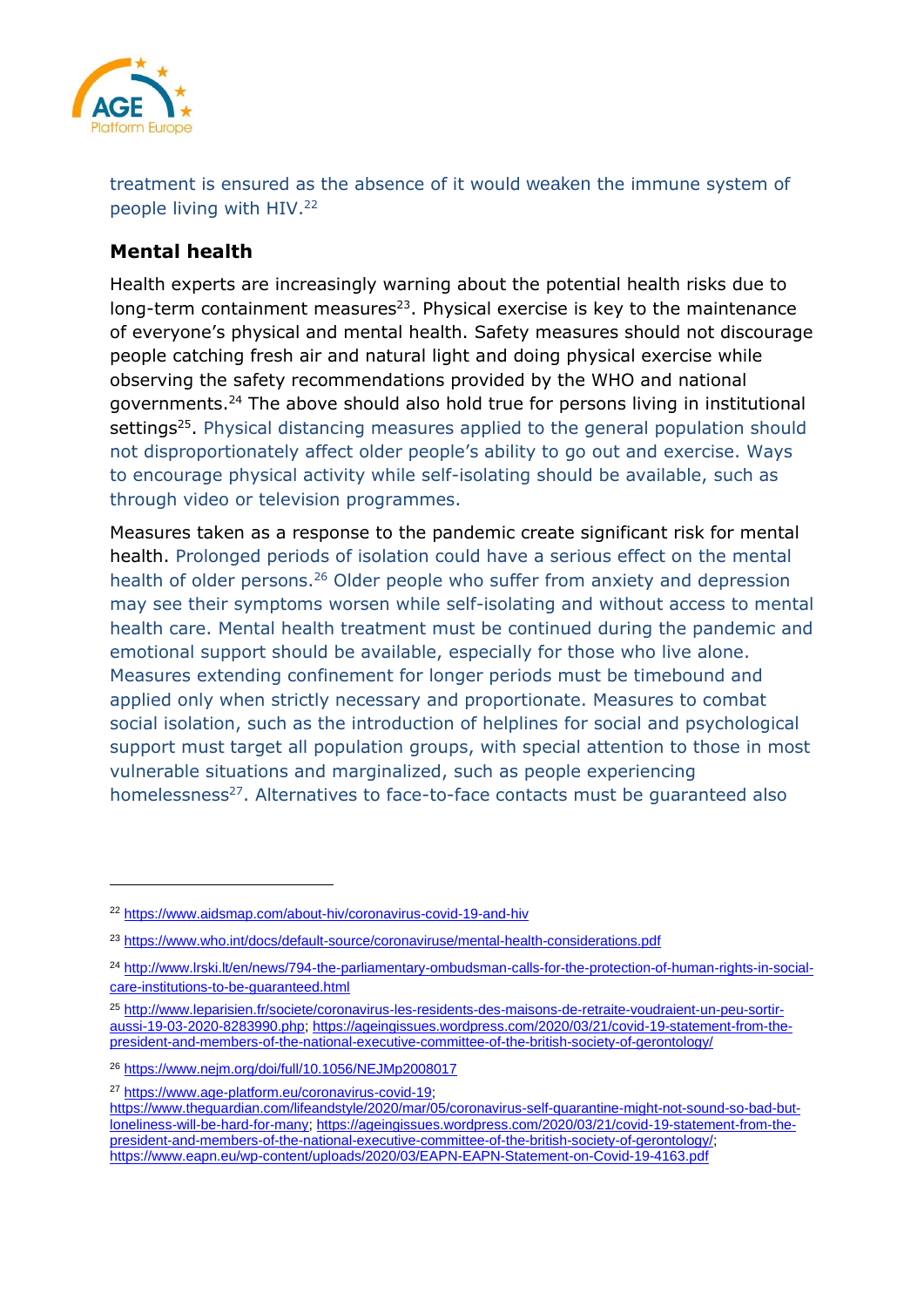treatment is ensured as the absence of it would weaken the immune system of people living with HIV.[22]

## Mental health

Health experts are increasingly warning about the potential health risks due to long-term containment measures[23]. Physical exercise is key to the maintenance of everyone's physical and mental health. Safety measures should not discourage people catching fresh air and natural light and doing physical exercise while observing the safety recommendations provided by the WHO and national governments.[24] The above should also hold true for persons living in institutional settings[25]. Physical distancing measures applied to the general population should not disproportionately affect older people's ability to go out and exercise. Ways to encourage physical activity while self-isolating should be available, such as through video or television programmes.

Measures taken as a response to the pandemic create significant risk for mental health. Prolonged periods of isolation could have a serious effect on the mental health of older persons.[26] Older people who suffer from anxiety and depression may see their symptoms worsen while self-isolating and without access to mental health care. Mental health treatment must be continued during the pandemic and emotional support should be available, especially for those who live alone. Measures extending confinement for longer periods must be timebound and applied only when strictly necessary and proportionate. Measures to combat social isolation, such as the introduction of helplines for social and psychological support must target all population groups, with special attention to those in most vulnerable situations and marginalized, such as people experiencing homelessness[27]. Alternatives to face-to-face contacts must be guaranteed also

---

[22] https://www.aidsmap.com/about-hiv/coronavirus-covid-19-and-hiv

[23] https://www.who.int/docs/default-source/coronaviruse/mental-health-considerations.pdf

[24] http://www.lrski.lt/en/news/794-the-parliamentary-ombudsman-calls-for-the-protection-of-human-rights-in-social-care-institutions-to-be-guaranteed.html

[25] http://www.leparisien.fr/societe/coronavirus-les-residents-des-maisons-de-retraite-voudraient-un-peu-sortir-aussi-19-03-2020-8283990.php; https://ageingissues.wordpress.com/2020/03/21/covid-19-statement-from-the-president-and-members-of-the-national-executive-committee-of-the-british-society-of-gerontology/

[26] https://www.nejm.org/doi/full/10.1056/NEJMp2008017

[27] https://www.age-platform.eu/coronavirus-covid-19; https://www.theguardian.com/lifeandstyle/2020/mar/05/coronavirus-self-quarantine-might-not-sound-so-bad-but-loneliness-will-be-hard-for-many; https://ageingissues.wordpress.com/2020/03/21/covid-19-statement-from-the-president-and-members-of-the-national-executive-committee-of-the-british-society-of-gerontology/; https://www.eapn.eu/wp-content/uploads/2020/03/EAPN-EAPN-Statement-on-Covid-19-4163.pdf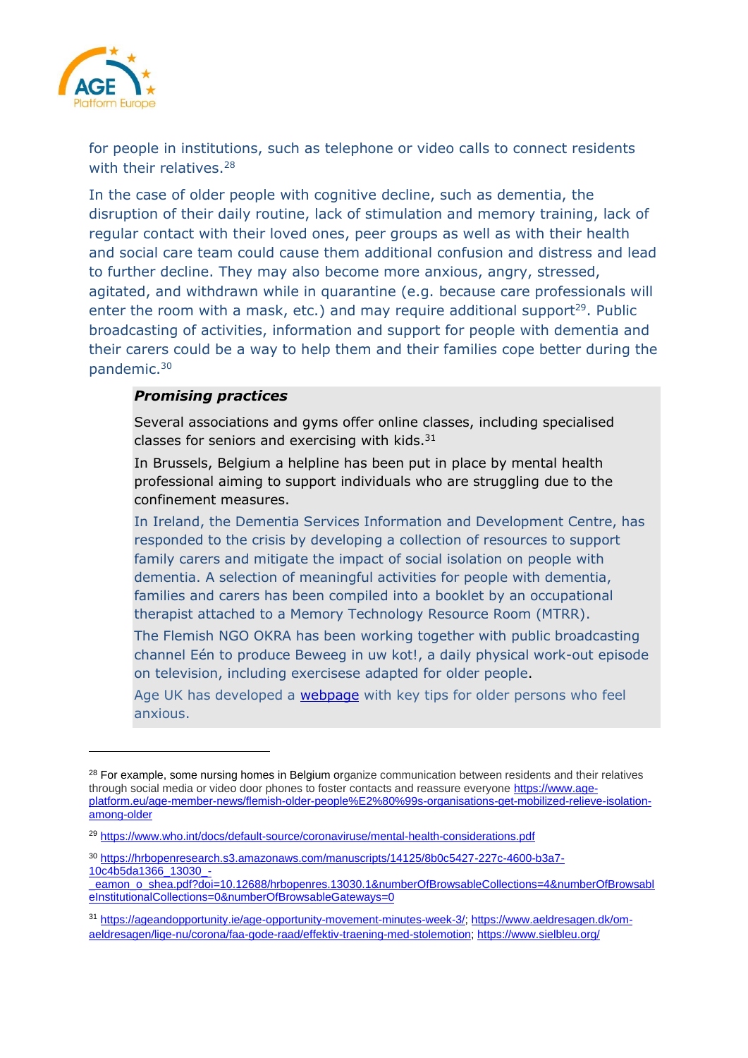for people in institutions, such as telephone or video calls to connect residents with their relatives.[28]

In the case of older people with cognitive decline, such as dementia, the disruption of their daily routine, lack of stimulation and memory training, lack of regular contact with their loved ones, peer groups as well as with their health and social care team could cause them additional confusion and distress and lead to further decline. They may also become more anxious, angry, stressed, agitated, and withdrawn while in quarantine (e.g. because care professionals will enter the room with a mask, etc.) and may require additional support[29]. Public broadcasting of activities, information and support for people with dementia and their carers could be a way to help them and their families cope better during the pandemic.[30]

> ***Promising practices***
>
> Several associations and gyms offer online classes, including specialised classes for seniors and exercising with kids.[31]
>
> In Brussels, Belgium a helpline has been put in place by mental health professional aiming to support individuals who are struggling due to the confinement measures.
>
> In Ireland, the Dementia Services Information and Development Centre, has responded to the crisis by developing a collection of resources to support family carers and mitigate the impact of social isolation on people with dementia. A selection of meaningful activities for people with dementia, families and carers has been compiled into a booklet by an occupational therapist attached to a Memory Technology Resource Room (MTRR).
>
> The Flemish NGO OKRA has been working together with public broadcasting channel Eén to produce Beweeg in uw kot!, a daily physical work-out episode on television, including exercisese adapted for older people.
>
> Age UK has developed a webpage with key tips for older persons who feel anxious.

---

[28] For example, some nursing homes in Belgium organize communication between residents and their relatives through social media or video door phones to foster contacts and reassure everyone https://www.age-platform.eu/age-member-news/flemish-older-people%E2%80%99s-organisations-get-mobilized-relieve-isolation-among-older

[29] https://www.who.int/docs/default-source/coronaviruse/mental-health-considerations.pdf

[30] https://hrbopenresearch.s3.amazonaws.com/manuscripts/14125/8b0c5427-227c-4600-b3a7-10c4b5da1366_13030_-_eamon_o_shea.pdf?doi=10.12688/hrbopenres.13030.1&numberOfBrowsableCollections=4&numberOfBrowsableInstitutionalCollections=0&numberOfBrowsableGateways=0

[31] https://ageandopportunity.ie/age-opportunity-movement-minutes-week-3/; https://www.aeldresagen.dk/om-aeldresagen/lige-nu/corona/faa-gode-raad/effektiv-traening-med-stolemotion; https://www.sielbleu.org/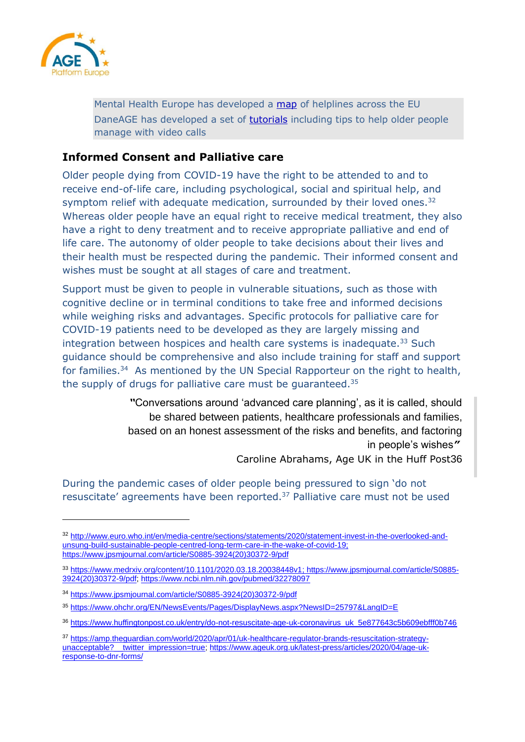Mental Health Europe has developed a [map](#) of helplines across the EU
DaneAGE has developed a set of [tutorials](#) including tips to help older people manage with video calls

### Informed Consent and Palliative care

Older people dying from COVID-19 have the right to be attended to and to receive end-of-life care, including psychological, social and spiritual help, and symptom relief with adequate medication, surrounded by their loved ones.[32] Whereas older people have an equal right to receive medical treatment, they also have a right to deny treatment and to receive appropriate palliative and end of life care. The autonomy of older people to take decisions about their lives and their health must be respected during the pandemic. Their informed consent and wishes must be sought at all stages of care and treatment.

Support must be given to people in vulnerable situations, such as those with cognitive decline or in terminal conditions to take free and informed decisions while weighing risks and advantages. Specific protocols for palliative care for COVID-19 patients need to be developed as they are largely missing and integration between hospices and health care systems is inadequate.[33] Such guidance should be comprehensive and also include training for staff and support for families.[34] As mentioned by the UN Special Rapporteur on the right to health, the supply of drugs for palliative care must be guaranteed.[35]

> "Conversations around 'advanced care planning', as it is called, should be shared between patients, healthcare professionals and families, based on an honest assessment of the risks and benefits, and factoring in people's wishes"
>
> Caroline Abrahams, Age UK in the Huff Post36

During the pandemic cases of older people being pressured to sign 'do not resuscitate' agreements have been reported.[37] Palliative care must not be used

---

[32] http://www.euro.who.int/en/media-centre/sections/statements/2020/statement-invest-in-the-overlooked-and-unsung-build-sustainable-people-centred-long-term-care-in-the-wake-of-covid-19; https://www.jpsmjournal.com/article/S0885-3924(20)30372-9/pdf

[33] https://www.medrxiv.org/content/10.1101/2020.03.18.20038448v1; https://www.jpsmjournal.com/article/S0885-3924(20)30372-9/pdf; https://www.ncbi.nlm.nih.gov/pubmed/32278097

[34] https://www.jpsmjournal.com/article/S0885-3924(20)30372-9/pdf

[35] https://www.ohchr.org/EN/NewsEvents/Pages/DisplayNews.aspx?NewsID=25797&LangID=E

[36] https://www.huffingtonpost.co.uk/entry/do-not-resuscitate-age-uk-coronavirus_uk_5e877643c5b609ebfff0b746

[37] https://amp.theguardian.com/world/2020/apr/01/uk-healthcare-regulator-brands-resuscitation-strategy-unacceptable?__twitter_impression=true; https://www.ageuk.org.uk/latest-press/articles/2020/04/age-uk-response-to-dnr-forms/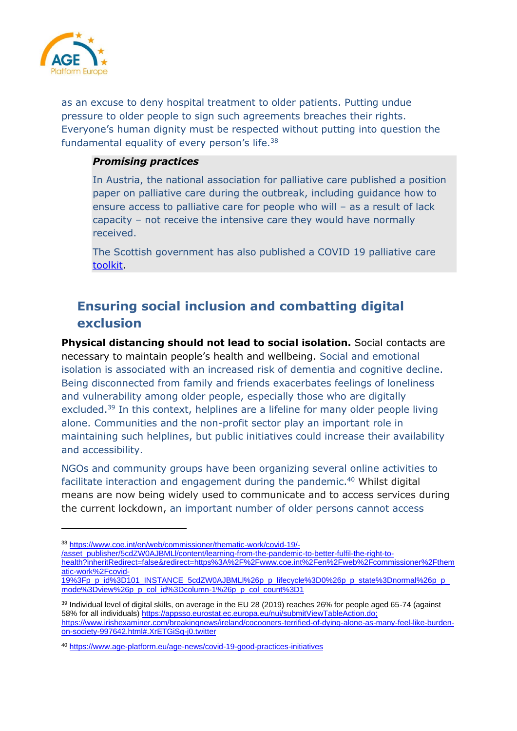as an excuse to deny hospital treatment to older patients. Putting undue pressure to older people to sign such agreements breaches their rights. Everyone's human dignity must be respected without putting into question the fundamental equality of every person's life.[38]

> ***Promising practices***
>
> In Austria, the national association for palliative care published a position paper on palliative care during the outbreak, including guidance how to ensure access to palliative care for people who will – as a result of lack capacity – not receive the intensive care they would have normally received.
>
> The Scottish government has also published a COVID 19 palliative care toolkit.

## Ensuring social inclusion and combatting digital exclusion

**Physical distancing should not lead to social isolation.** Social contacts are necessary to maintain people's health and wellbeing. Social and emotional isolation is associated with an increased risk of dementia and cognitive decline. Being disconnected from family and friends exacerbates feelings of loneliness and vulnerability among older people, especially those who are digitally excluded.[39] In this context, helplines are a lifeline for many older people living alone. Communities and the non-profit sector play an important role in maintaining such helplines, but public initiatives could increase their availability and accessibility.

NGOs and community groups have been organizing several online activities to facilitate interaction and engagement during the pandemic.[40] Whilst digital means are now being widely used to communicate and to access services during the current lockdown, an important number of older persons cannot access

---

[38] https://www.coe.int/en/web/commissioner/thematic-work/covid-19/-/asset_publisher/5cdZW0AJBMLl/content/learning-from-the-pandemic-to-better-fulfil-the-right-to-health?inheritRedirect=false&redirect=https%3A%2F%2Fwww.coe.int%2Fen%2Fweb%2Fcommissioner%2Fthematic-work%2Fcovid-19%3Fp_p_id%3D101_INSTANCE_5cdZW0AJBMLl%26p_p_lifecycle%3D0%26p_p_state%3Dnormal%26p_p_mode%3Dview%26p_p_col_id%3Dcolumn-1%26p_p_col_count%3D1

[39] Individual level of digital skills, on average in the EU 28 (2019) reaches 26% for people aged 65-74 (against 58% for all individuals) https://appsso.eurostat.ec.europa.eu/nui/submitViewTableAction.do; https://www.irishexaminer.com/breakingnews/ireland/cocooners-terrified-of-dying-alone-as-many-feel-like-burden-on-society-997642.html#.XrETGiSq-j0.twitter

[40] https://www.age-platform.eu/age-news/covid-19-good-practices-initiatives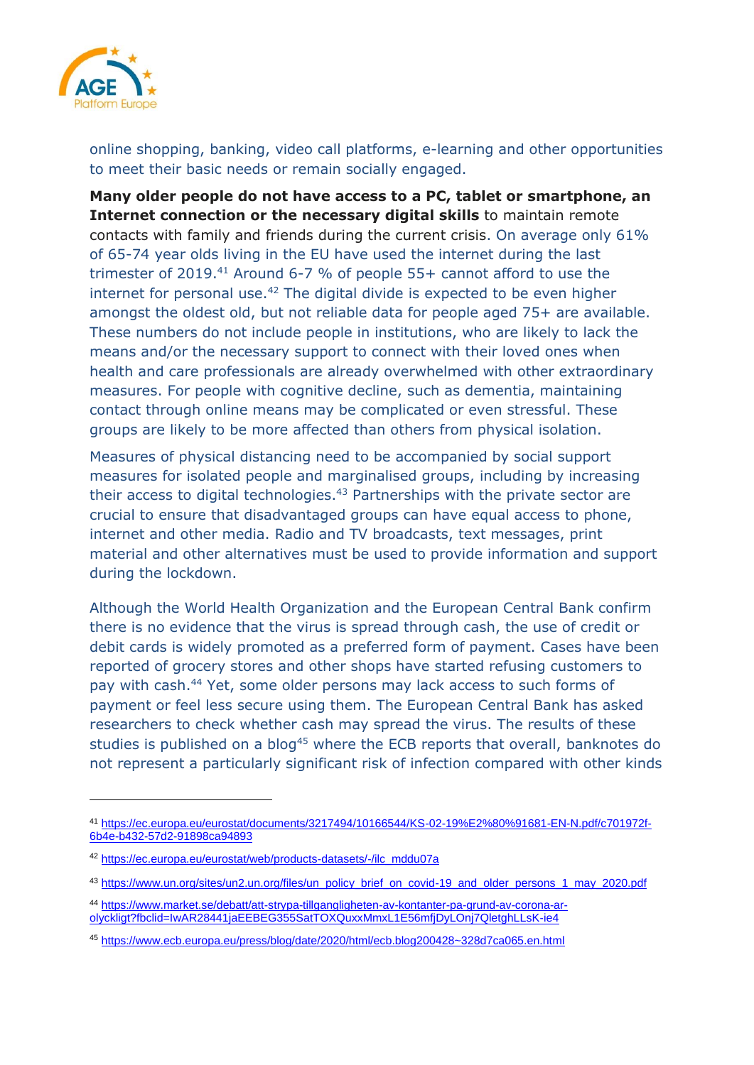online shopping, banking, video call platforms, e-learning and other opportunities to meet their basic needs or remain socially engaged.

**Many older people do not have access to a PC, tablet or smartphone, an Internet connection or the necessary digital skills** to maintain remote contacts with family and friends during the current crisis. On average only 61% of 65-74 year olds living in the EU have used the internet during the last trimester of 2019.[41] Around 6-7 % of people 55+ cannot afford to use the internet for personal use.[42] The digital divide is expected to be even higher amongst the oldest old, but not reliable data for people aged 75+ are available. These numbers do not include people in institutions, who are likely to lack the means and/or the necessary support to connect with their loved ones when health and care professionals are already overwhelmed with other extraordinary measures. For people with cognitive decline, such as dementia, maintaining contact through online means may be complicated or even stressful. These groups are likely to be more affected than others from physical isolation.

Measures of physical distancing need to be accompanied by social support measures for isolated people and marginalised groups, including by increasing their access to digital technologies.[43] Partnerships with the private sector are crucial to ensure that disadvantaged groups can have equal access to phone, internet and other media. Radio and TV broadcasts, text messages, print material and other alternatives must be used to provide information and support during the lockdown.

Although the World Health Organization and the European Central Bank confirm there is no evidence that the virus is spread through cash, the use of credit or debit cards is widely promoted as a preferred form of payment. Cases have been reported of grocery stores and other shops have started refusing customers to pay with cash.[44] Yet, some older persons may lack access to such forms of payment or feel less secure using them. The European Central Bank has asked researchers to check whether cash may spread the virus. The results of these studies is published on a blog[45] where the ECB reports that overall, banknotes do not represent a particularly significant risk of infection compared with other kinds

---

[41] https://ec.europa.eu/eurostat/documents/3217494/10166544/KS-02-19%E2%80%91681-EN-N.pdf/c701972f-6b4e-b432-57d2-91898ca94893

[42] https://ec.europa.eu/eurostat/web/products-datasets/-/ilc_mddu07a

[43] https://www.un.org/sites/un2.un.org/files/un_policy_brief_on_covid-19_and_older_persons_1_may_2020.pdf

[44] https://www.market.se/debatt/att-strypa-tillgangligheten-av-kontanter-pa-grund-av-corona-ar-olyckligt?fbclid=IwAR28441jaEEBEG355SatTOXQuxxMmxL1E56mfjDyLOnj7QletghLLsK-ie4

[45] https://www.ecb.europa.eu/press/blog/date/2020/html/ecb.blog200428~328d7ca065.en.html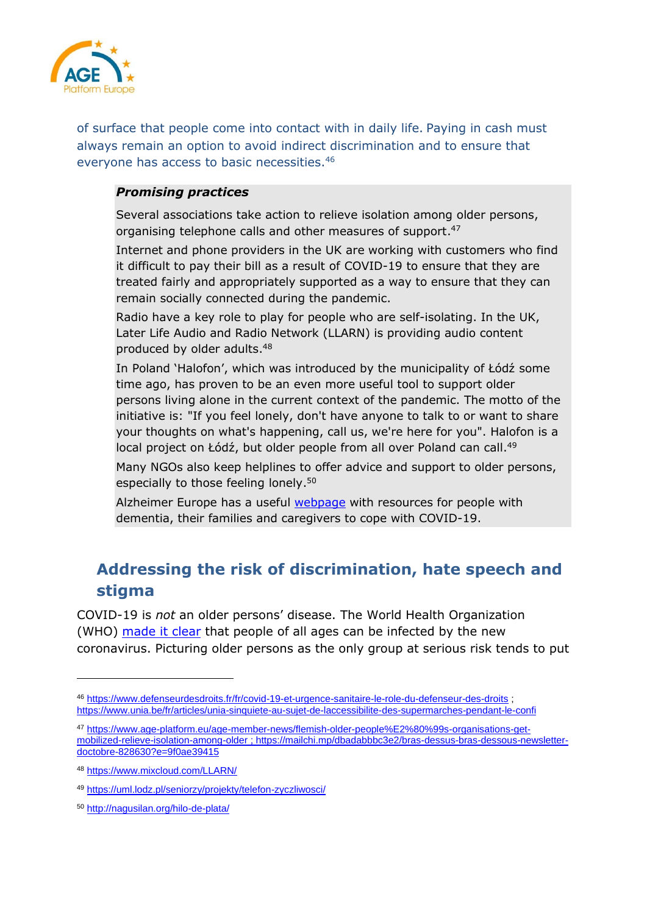of surface that people come into contact with in daily life. Paying in cash must always remain an option to avoid indirect discrimination and to ensure that everyone has access to basic necessities.[46]

***Promising practices***

Several associations take action to relieve isolation among older persons, organising telephone calls and other measures of support.[47]

Internet and phone providers in the UK are working with customers who find it difficult to pay their bill as a result of COVID-19 to ensure that they are treated fairly and appropriately supported as a way to ensure that they can remain socially connected during the pandemic.

Radio have a key role to play for people who are self-isolating. In the UK, Later Life Audio and Radio Network (LLARN) is providing audio content produced by older adults.[48]

In Poland 'Halofon', which was introduced by the municipality of Łódź some time ago, has proven to be an even more useful tool to support older persons living alone in the current context of the pandemic. The motto of the initiative is: "If you feel lonely, don't have anyone to talk to or want to share your thoughts on what's happening, call us, we're here for you". Halofon is a local project on Łódź, but older people from all over Poland can call.[49]

Many NGOs also keep helplines to offer advice and support to older persons, especially to those feeling lonely.[50]

Alzheimer Europe has a useful webpage with resources for people with dementia, their families and caregivers to cope with COVID-19.

## Addressing the risk of discrimination, hate speech and stigma

COVID-19 is *not* an older persons' disease. The World Health Organization (WHO) made it clear that people of all ages can be infected by the new coronavirus. Picturing older persons as the only group at serious risk tends to put

---

[46] https://www.defenseurdesdroits.fr/fr/covid-19-et-urgence-sanitaire-le-role-du-defenseur-des-droits ; https://www.unia.be/fr/articles/unia-sinquiete-au-sujet-de-laccessibilite-des-supermarches-pendant-le-confi

[47] https://www.age-platform.eu/age-member-news/flemish-older-people%E2%80%99s-organisations-get-mobilized-relieve-isolation-among-older ; https://mailchi.mp/dbadabbbc3e2/bras-dessus-bras-dessous-newsletter-doctobre-828630?e=9f0ae39415

[48] https://www.mixcloud.com/LLARN/

[49] https://uml.lodz.pl/seniorzy/projekty/telefon-zyczliwosci/

[50] http://nagusilan.org/hilo-de-plata/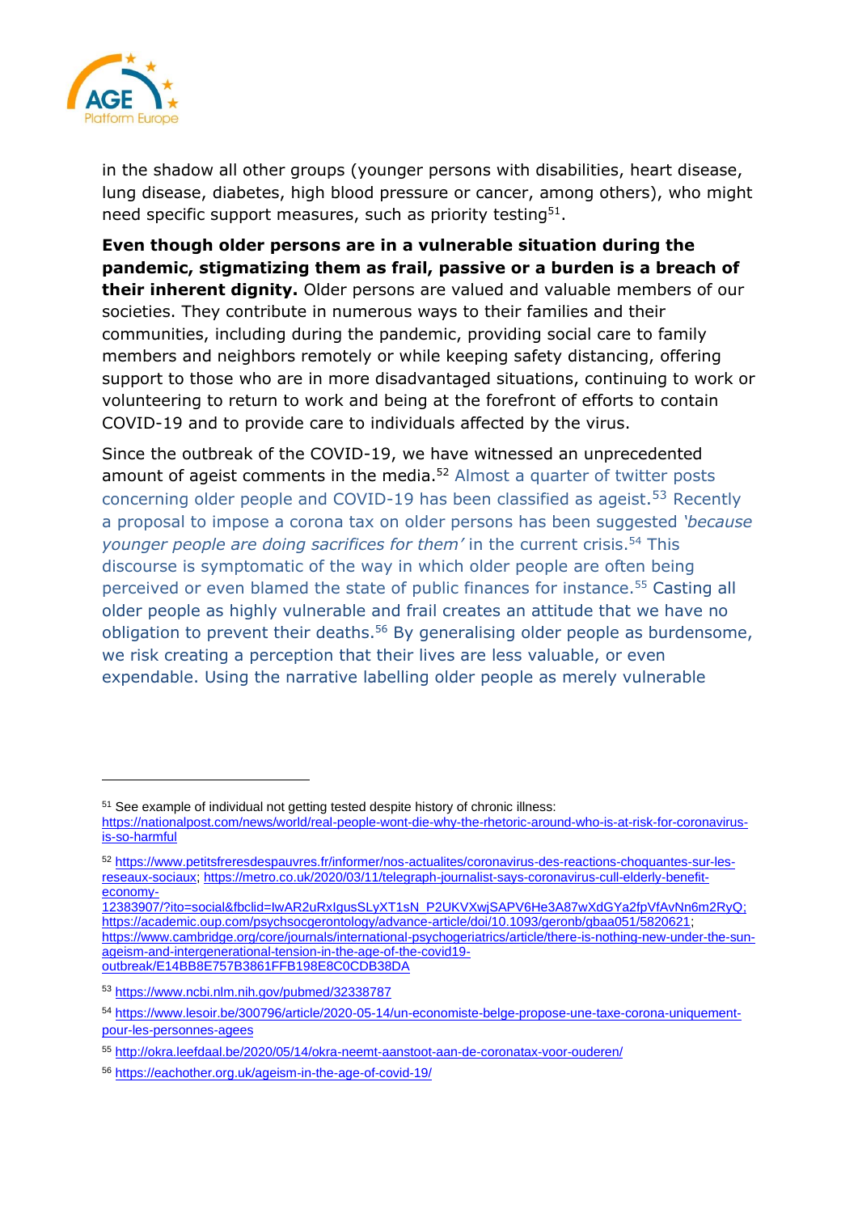in the shadow all other groups (younger persons with disabilities, heart disease, lung disease, diabetes, high blood pressure or cancer, among others), who might need specific support measures, such as priority testing[51].

**Even though older persons are in a vulnerable situation during the pandemic, stigmatizing them as frail, passive or a burden is a breach of their inherent dignity.** Older persons are valued and valuable members of our societies. They contribute in numerous ways to their families and their communities, including during the pandemic, providing social care to family members and neighbors remotely or while keeping safety distancing, offering support to those who are in more disadvantaged situations, continuing to work or volunteering to return to work and being at the forefront of efforts to contain COVID-19 and to provide care to individuals affected by the virus.

Since the outbreak of the COVID-19, we have witnessed an unprecedented amount of ageist comments in the media.[52] Almost a quarter of twitter posts concerning older people and COVID-19 has been classified as ageist.[53] Recently a proposal to impose a corona tax on older persons has been suggested *'because younger people are doing sacrifices for them'* in the current crisis.[54] This discourse is symptomatic of the way in which older people are often being perceived or even blamed the state of public finances for instance.[55] Casting all older people as highly vulnerable and frail creates an attitude that we have no obligation to prevent their deaths.[56] By generalising older people as burdensome, we risk creating a perception that their lives are less valuable, or even expendable. Using the narrative labelling older people as merely vulnerable

---

[51] See example of individual not getting tested despite history of chronic illness: https://nationalpost.com/news/world/real-people-wont-die-why-the-rhetoric-around-who-is-at-risk-for-coronavirus-is-so-harmful

[52] https://www.petitsfreresdespauvres.fr/informer/nos-actualites/coronavirus-des-reactions-choquantes-sur-les-reseaux-sociaux; https://metro.co.uk/2020/03/11/telegraph-journalist-says-coronavirus-cull-elderly-benefit-economy-12383907/?ito=social&fbclid=IwAR2uRxIgusSLyXT1sN_P2UKVXwjSAPV6He3A87wXdGYa2fpVfAvNn6m2RyQ; https://academic.oup.com/psychsocgerontology/advance-article/doi/10.1093/geronb/gbaa051/5820621; https://www.cambridge.org/core/journals/international-psychogeriatrics/article/there-is-nothing-new-under-the-sun-ageism-and-intergenerational-tension-in-the-age-of-the-covid19-outbreak/E14BB8E757B3861FFB198E8C0CDB38DA

[53] https://www.ncbi.nlm.nih.gov/pubmed/32338787

[54] https://www.lesoir.be/300796/article/2020-05-14/un-economiste-belge-propose-une-taxe-corona-uniquement-pour-les-personnes-agees

[55] http://okra.leefdaal.be/2020/05/14/okra-neemt-aanstoot-aan-de-coronatax-voor-ouderen/

[56] https://eachother.org.uk/ageism-in-the-age-of-covid-19/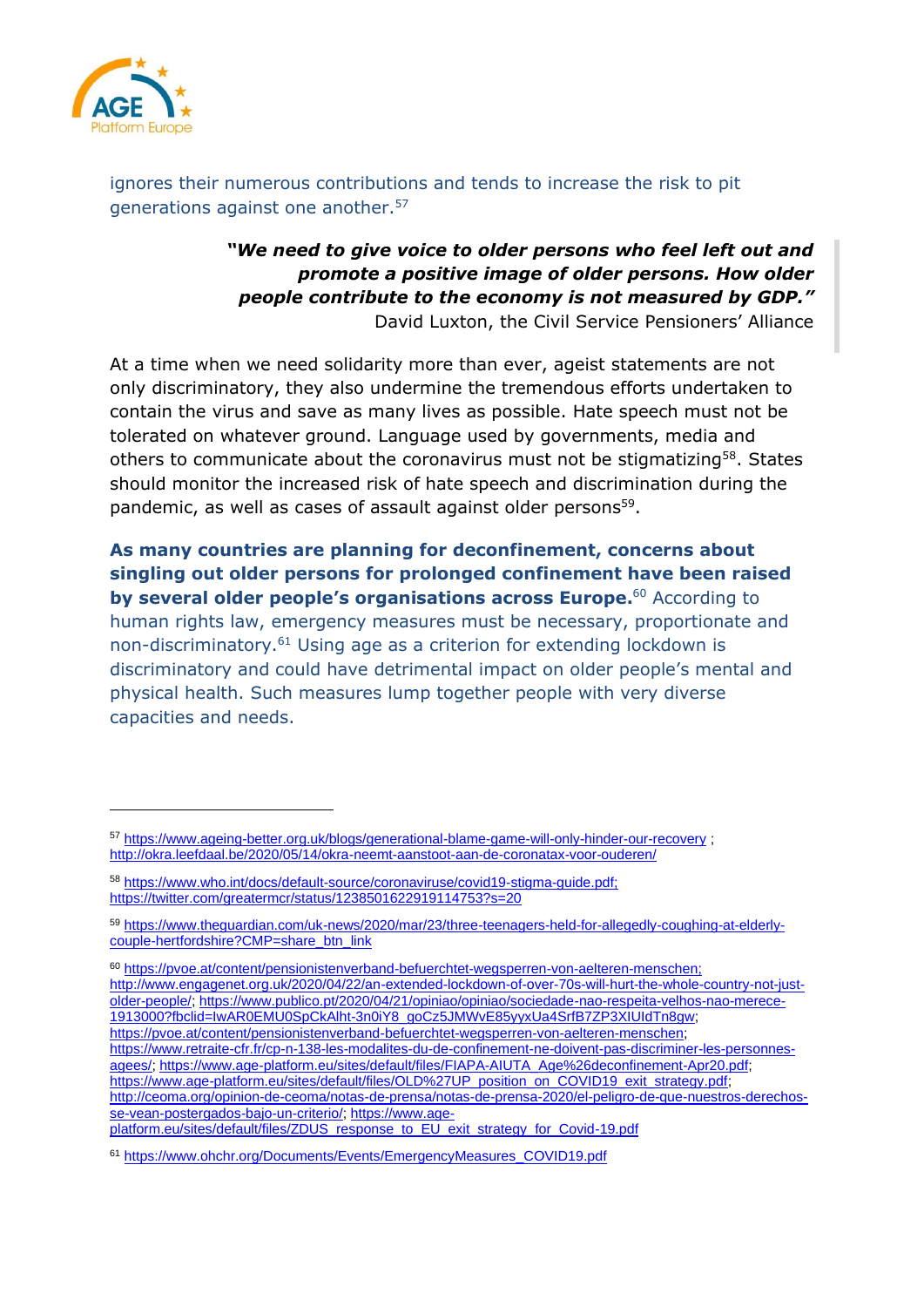ignores their numerous contributions and tends to increase the risk to pit generations against one another.[57]

> ***"We need to give voice to older persons who feel left out and promote a positive image of older persons. How older people contribute to the economy is not measured by GDP."***
> David Luxton, the Civil Service Pensioners' Alliance

At a time when we need solidarity more than ever, ageist statements are not only discriminatory, they also undermine the tremendous efforts undertaken to contain the virus and save as many lives as possible. Hate speech must not be tolerated on whatever ground. Language used by governments, media and others to communicate about the coronavirus must not be stigmatizing[58]. States should monitor the increased risk of hate speech and discrimination during the pandemic, as well as cases of assault against older persons[59].

**As many countries are planning for deconfinement, concerns about singling out older persons for prolonged confinement have been raised by several older people's organisations across Europe.**[60] According to human rights law, emergency measures must be necessary, proportionate and non-discriminatory.[61] Using age as a criterion for extending lockdown is discriminatory and could have detrimental impact on older people's mental and physical health. Such measures lump together people with very diverse capacities and needs.

---

[57] https://www.ageing-better.org.uk/blogs/generational-blame-game-will-only-hinder-our-recovery ; http://okra.leefdaal.be/2020/05/14/okra-neemt-aanstoot-aan-de-coronatax-voor-ouderen/

[58] https://www.who.int/docs/default-source/coronaviruse/covid19-stigma-guide.pdf; https://twitter.com/greatermcr/status/1238501622919114753?s=20

[59] https://www.theguardian.com/uk-news/2020/mar/23/three-teenagers-held-for-allegedly-coughing-at-elderly-couple-hertfordshire?CMP=share_btn_link

[60] https://pvoe.at/content/pensionistenverband-befuerchtet-wegsperren-von-aelteren-menschen; http://www.engagenet.org.uk/2020/04/22/an-extended-lockdown-of-over-70s-will-hurt-the-whole-country-not-just-older-people/; https://www.publico.pt/2020/04/21/opiniao/opiniao/sociedade-nao-respeita-velhos-nao-merece-1913000?fbclid=IwAR0EMU0SpCkAlht-3n0iY8_goCz5JMWvE85yyxUa4SrfB7ZP3XIUIdTn8gw; https://pvoe.at/content/pensionistenverband-befuerchtet-wegsperren-von-aelteren-menschen; https://www.retraite-cfr.fr/cp-n-138-les-modalites-du-de-confinement-ne-doivent-pas-discriminer-les-personnes-agees/; https://www.age-platform.eu/sites/default/files/FIAPA-AIUTA_Age%26deconfinement-Apr20.pdf; https://www.age-platform.eu/sites/default/files/OLD%27UP_position_on_COVID19_exit_strategy.pdf; http://ceoma.org/opinion-de-ceoma/notas-de-prensa/notas-de-prensa-2020/el-peligro-de-que-nuestros-derechos-se-vean-postergados-bajo-un-criterio/; https://www.age-platform.eu/sites/default/files/ZDUS_response_to_EU_exit_strategy_for_Covid-19.pdf

[61] https://www.ohchr.org/Documents/Events/EmergencyMeasures_COVID19.pdf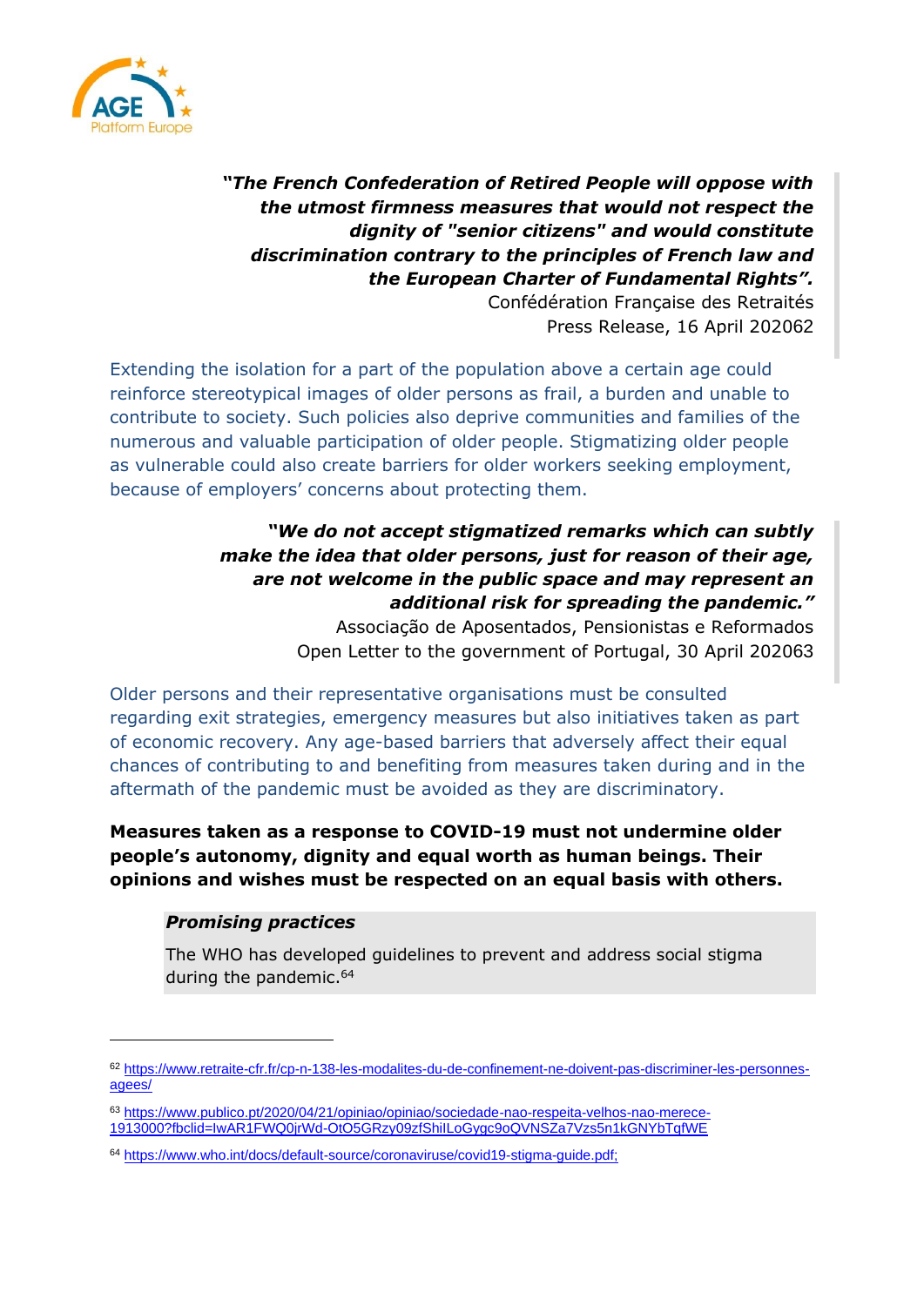***"The French Confederation of Retired People will oppose with the utmost firmness measures that would not respect the dignity of "senior citizens" and would constitute discrimination contrary to the principles of French law and the European Charter of Fundamental Rights".***

Confédération Française des Retraités
Press Release, 16 April 2020[62]

Extending the isolation for a part of the population above a certain age could reinforce stereotypical images of older persons as frail, a burden and unable to contribute to society. Such policies also deprive communities and families of the numerous and valuable participation of older people. Stigmatizing older people as vulnerable could also create barriers for older workers seeking employment, because of employers' concerns about protecting them.

***"We do not accept stigmatized remarks which can subtly make the idea that older persons, just for reason of their age, are not welcome in the public space and may represent an additional risk for spreading the pandemic."***

Associação de Aposentados, Pensionistas e Reformados
Open Letter to the government of Portugal, 30 April 2020[63]

Older persons and their representative organisations must be consulted regarding exit strategies, emergency measures but also initiatives taken as part of economic recovery. Any age-based barriers that adversely affect their equal chances of contributing to and benefiting from measures taken during and in the aftermath of the pandemic must be avoided as they are discriminatory.

**Measures taken as a response to COVID-19 must not undermine older people's autonomy, dignity and equal worth as human beings. Their opinions and wishes must be respected on an equal basis with others.**

> ***Promising practices***
>
> The WHO has developed guidelines to prevent and address social stigma during the pandemic.[64]

---

[62] https://www.retraite-cfr.fr/cp-n-138-les-modalites-du-de-confinement-ne-doivent-pas-discriminer-les-personnes-agees/

[63] https://www.publico.pt/2020/04/21/opiniao/opiniao/sociedade-nao-respeita-velhos-nao-merece-1913000?fbclid=IwAR1FWQ0jrWd-OtO5GRzy09zfShilLoGygc9oQVNSZa7Vzs5n1kGNYbTqfWE

[64] https://www.who.int/docs/default-source/coronaviruse/covid19-stigma-guide.pdf;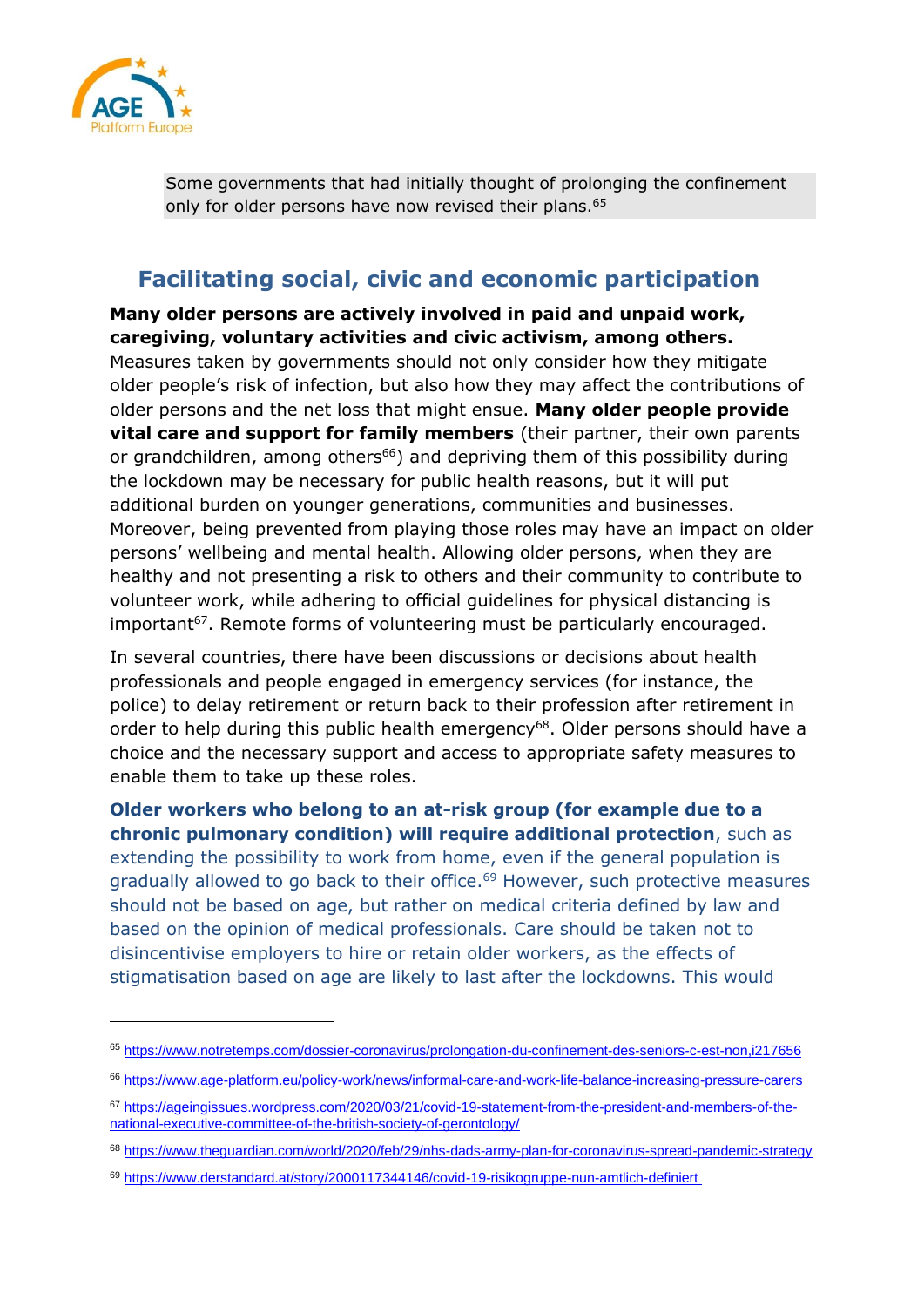Some governments that had initially thought of prolonging the confinement only for older persons have now revised their plans.[65]

## Facilitating social, civic and economic participation

**Many older persons are actively involved in paid and unpaid work, caregiving, voluntary activities and civic activism, among others.** Measures taken by governments should not only consider how they mitigate older people's risk of infection, but also how they may affect the contributions of older persons and the net loss that might ensue. **Many older people provide vital care and support for family members** (their partner, their own parents or grandchildren, among others[66]) and depriving them of this possibility during the lockdown may be necessary for public health reasons, but it will put additional burden on younger generations, communities and businesses. Moreover, being prevented from playing those roles may have an impact on older persons' wellbeing and mental health. Allowing older persons, when they are healthy and not presenting a risk to others and their community to contribute to volunteer work, while adhering to official guidelines for physical distancing is important[67]. Remote forms of volunteering must be particularly encouraged.

In several countries, there have been discussions or decisions about health professionals and people engaged in emergency services (for instance, the police) to delay retirement or return back to their profession after retirement in order to help during this public health emergency[68]. Older persons should have a choice and the necessary support and access to appropriate safety measures to enable them to take up these roles.

**Older workers who belong to an at-risk group (for example due to a chronic pulmonary condition) will require additional protection**, such as extending the possibility to work from home, even if the general population is gradually allowed to go back to their office.[69] However, such protective measures should not be based on age, but rather on medical criteria defined by law and based on the opinion of medical professionals. Care should be taken not to disincentivise employers to hire or retain older workers, as the effects of stigmatisation based on age are likely to last after the lockdowns. This would

---

[65] https://www.notretemps.com/dossier-coronavirus/prolongation-du-confinement-des-seniors-c-est-non,i217656

[66] https://www.age-platform.eu/policy-work/news/informal-care-and-work-life-balance-increasing-pressure-carers

[67] https://ageingissues.wordpress.com/2020/03/21/covid-19-statement-from-the-president-and-members-of-the-national-executive-committee-of-the-british-society-of-gerontology/

[68] https://www.theguardian.com/world/2020/feb/29/nhs-dads-army-plan-for-coronavirus-spread-pandemic-strategy

[69] https://www.derstandard.at/story/2000117344146/covid-19-risikogruppe-nun-amtlich-definiert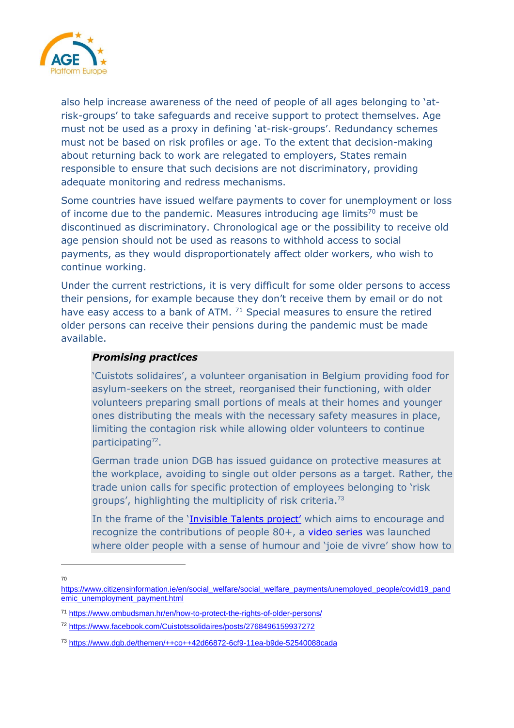also help increase awareness of the need of people of all ages belonging to 'at-risk-groups' to take safeguards and receive support to protect themselves. Age must not be used as a proxy in defining 'at-risk-groups'. Redundancy schemes must not be based on risk profiles or age. To the extent that decision-making about returning back to work are relegated to employers, States remain responsible to ensure that such decisions are not discriminatory, providing adequate monitoring and redress mechanisms.

Some countries have issued welfare payments to cover for unemployment or loss of income due to the pandemic. Measures introducing age limits[70] must be discontinued as discriminatory. Chronological age or the possibility to receive old age pension should not be used as reasons to withhold access to social payments, as they would disproportionately affect older workers, who wish to continue working.

Under the current restrictions, it is very difficult for some older persons to access their pensions, for example because they don't receive them by email or do not have easy access to a bank of ATM. [71] Special measures to ensure the retired older persons can receive their pensions during the pandemic must be made available.

> ***Promising practices***
>
> 'Cuistots solidaires', a volunteer organisation in Belgium providing food for asylum-seekers on the street, reorganised their functioning, with older volunteers preparing small portions of meals at their homes and younger ones distributing the meals with the necessary safety measures in place, limiting the contagion risk while allowing older volunteers to continue participating[72].
>
> German trade union DGB has issued guidance on protective measures at the workplace, avoiding to single out older persons as a target. Rather, the trade union calls for specific protection of employees belonging to 'risk groups', highlighting the multiplicity of risk criteria.[73]
>
> In the frame of the 'Invisible Talents project' which aims to encourage and recognize the contributions of people 80+, a video series was launched where older people with a sense of humour and 'joie de vivre' show how to

---

[70] https://www.citizensinformation.ie/en/social_welfare/social_welfare_payments/unemployed_people/covid19_pandemic_unemployment_payment.html

[71] https://www.ombudsman.hr/en/how-to-protect-the-rights-of-older-persons/

[72] https://www.facebook.com/Cuistotssolidaires/posts/2768496159937272

[73] https://www.dgb.de/themen/++co++42d66872-6cf9-11ea-b9de-52540088cada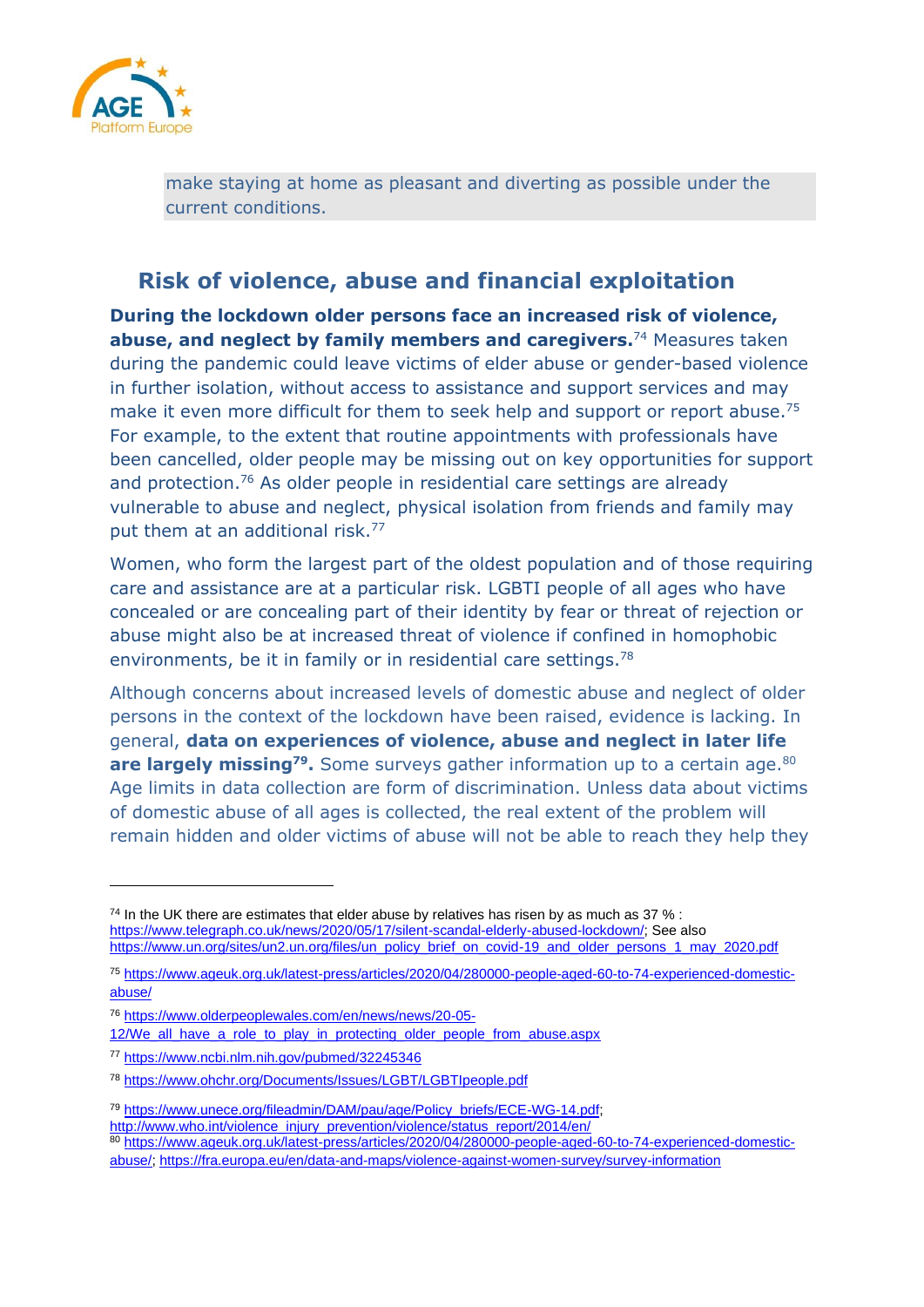make staying at home as pleasant and diverting as possible under the current conditions.

## Risk of violence, abuse and financial exploitation

**During the lockdown older persons face an increased risk of violence, abuse, and neglect by family members and caregivers.**[74] Measures taken during the pandemic could leave victims of elder abuse or gender-based violence in further isolation, without access to assistance and support services and may make it even more difficult for them to seek help and support or report abuse.[75] For example, to the extent that routine appointments with professionals have been cancelled, older people may be missing out on key opportunities for support and protection.[76] As older people in residential care settings are already vulnerable to abuse and neglect, physical isolation from friends and family may put them at an additional risk.[77]

Women, who form the largest part of the oldest population and of those requiring care and assistance are at a particular risk. LGBTI people of all ages who have concealed or are concealing part of their identity by fear or threat of rejection or abuse might also be at increased threat of violence if confined in homophobic environments, be it in family or in residential care settings.[78]

Although concerns about increased levels of domestic abuse and neglect of older persons in the context of the lockdown have been raised, evidence is lacking. In general, **data on experiences of violence, abuse and neglect in later life are largely missing[79].** Some surveys gather information up to a certain age.[80] Age limits in data collection are form of discrimination. Unless data about victims of domestic abuse of all ages is collected, the real extent of the problem will remain hidden and older victims of abuse will not be able to reach they help they

---

[74] In the UK there are estimates that elder abuse by relatives has risen by as much as 37 % : https://www.telegraph.co.uk/news/2020/05/17/silent-scandal-elderly-abused-lockdown/; See also https://www.un.org/sites/un2.un.org/files/un_policy_brief_on_covid-19_and_older_persons_1_may_2020.pdf

[75] https://www.ageuk.org.uk/latest-press/articles/2020/04/280000-people-aged-60-to-74-experienced-domestic-abuse/

[76] https://www.olderpeoplewales.com/en/news/news/20-05-12/We_all_have_a_role_to_play_in_protecting_older_people_from_abuse.aspx

[77] https://www.ncbi.nlm.nih.gov/pubmed/32245346

[78] https://www.ohchr.org/Documents/Issues/LGBT/LGBTIpeople.pdf

[79] https://www.unece.org/fileadmin/DAM/pau/age/Policy_briefs/ECE-WG-14.pdf; http://www.who.int/violence_injury_prevention/violence/status_report/2014/en/

[80] https://www.ageuk.org.uk/latest-press/articles/2020/04/280000-people-aged-60-to-74-experienced-domestic-abuse/; https://fra.europa.eu/en/data-and-maps/violence-against-women-survey/survey-information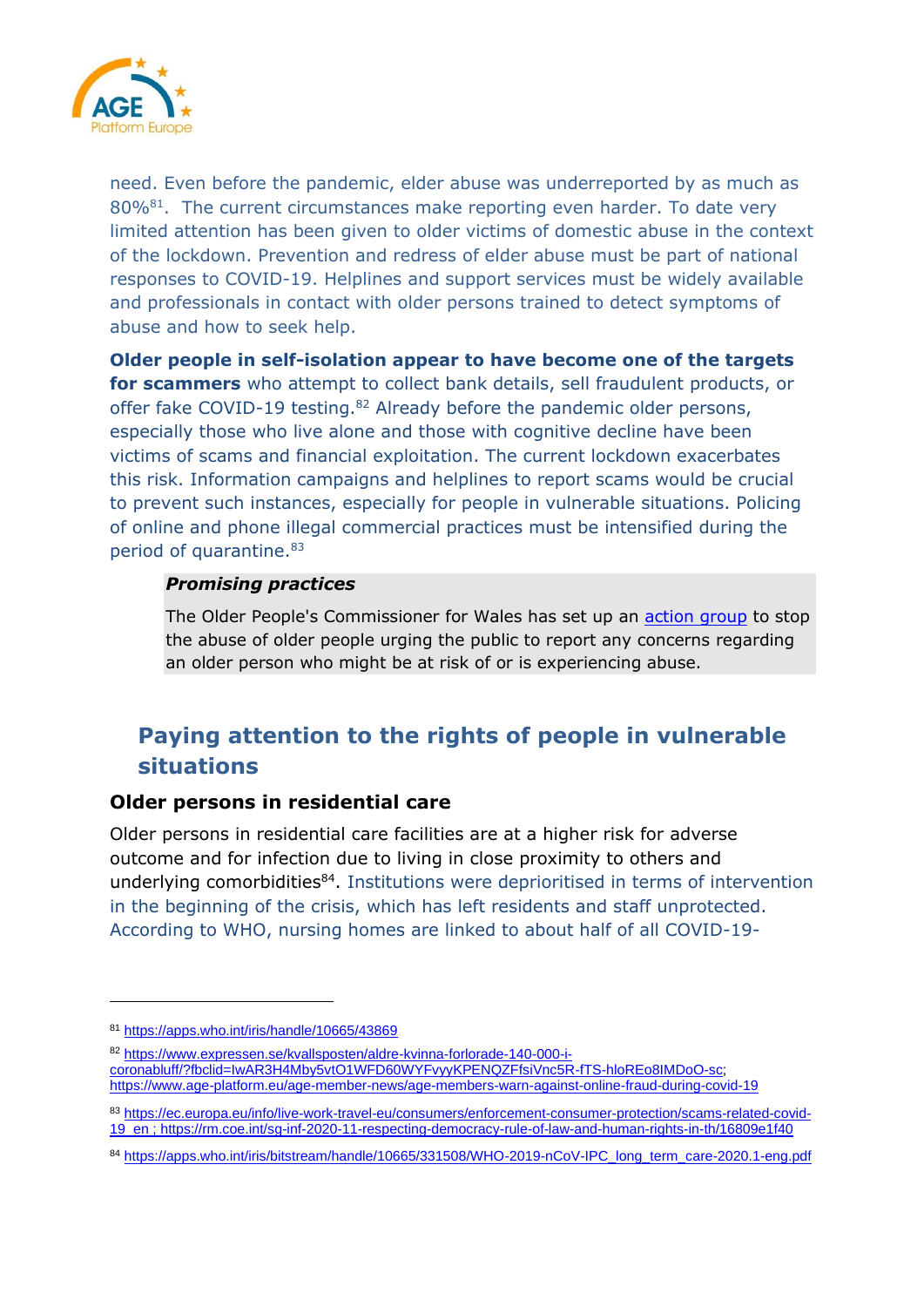need. Even before the pandemic, elder abuse was underreported by as much as 80%[81]. The current circumstances make reporting even harder. To date very limited attention has been given to older victims of domestic abuse in the context of the lockdown. Prevention and redress of elder abuse must be part of national responses to COVID-19. Helplines and support services must be widely available and professionals in contact with older persons trained to detect symptoms of abuse and how to seek help.

**Older people in self-isolation appear to have become one of the targets for scammers** who attempt to collect bank details, sell fraudulent products, or offer fake COVID-19 testing.[82] Already before the pandemic older persons, especially those who live alone and those with cognitive decline have been victims of scams and financial exploitation. The current lockdown exacerbates this risk. Information campaigns and helplines to report scams would be crucial to prevent such instances, especially for people in vulnerable situations. Policing of online and phone illegal commercial practices must be intensified during the period of quarantine.[83]

> ***Promising practices***
>
> The Older People's Commissioner for Wales has set up an action group to stop the abuse of older people urging the public to report any concerns regarding an older person who might be at risk of or is experiencing abuse.

## Paying attention to the rights of people in vulnerable situations

### Older persons in residential care

Older persons in residential care facilities are at a higher risk for adverse outcome and for infection due to living in close proximity to others and underlying comorbidities[84]. Institutions were deprioritised in terms of intervention in the beginning of the crisis, which has left residents and staff unprotected. According to WHO, nursing homes are linked to about half of all COVID-19-

---

[81] https://apps.who.int/iris/handle/10665/43869

[82] https://www.expressen.se/kvallsposten/aldre-kvinna-forlorade-140-000-i-coronabluff/?fbclid=IwAR3H4Mby5vtO1WFD60WYFvyyKPENQZFfsiVnc5R-fTS-hloREo8IMDoO-sc; https://www.age-platform.eu/age-member-news/age-members-warn-against-online-fraud-during-covid-19

[83] https://ec.europa.eu/info/live-work-travel-eu/consumers/enforcement-consumer-protection/scams-related-covid-19_en ; https://rm.coe.int/sg-inf-2020-11-respecting-democracy-rule-of-law-and-human-rights-in-th/16809e1f40

[84] https://apps.who.int/iris/bitstream/handle/10665/331508/WHO-2019-nCoV-IPC_long_term_care-2020.1-eng.pdf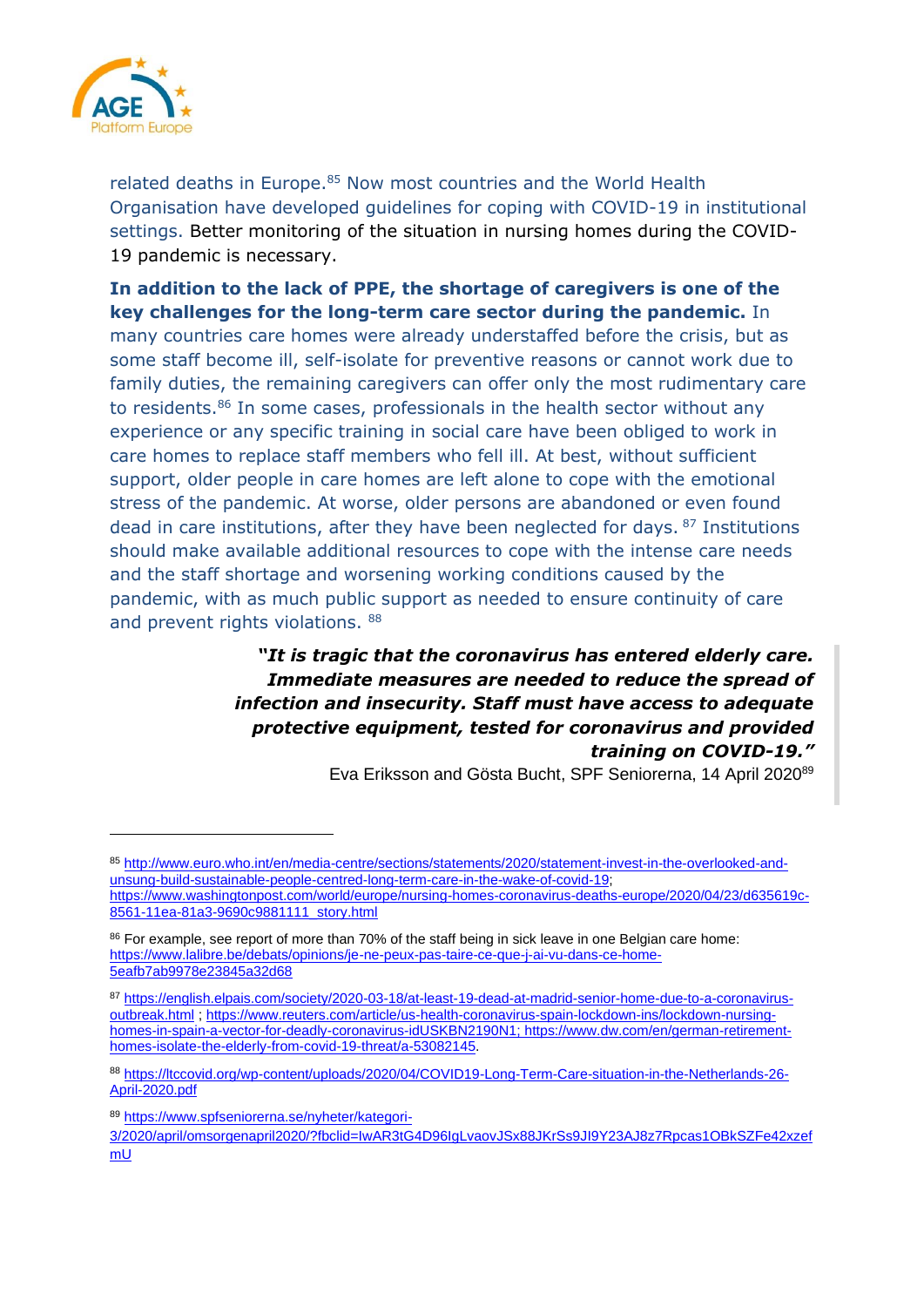related deaths in Europe.[85] Now most countries and the World Health Organisation have developed guidelines for coping with COVID-19 in institutional settings. Better monitoring of the situation in nursing homes during the COVID-19 pandemic is necessary.

**In addition to the lack of PPE, the shortage of caregivers is one of the key challenges for the long-term care sector during the pandemic.** In many countries care homes were already understaffed before the crisis, but as some staff become ill, self-isolate for preventive reasons or cannot work due to family duties, the remaining caregivers can offer only the most rudimentary care to residents.[86] In some cases, professionals in the health sector without any experience or any specific training in social care have been obliged to work in care homes to replace staff members who fell ill. At best, without sufficient support, older people in care homes are left alone to cope with the emotional stress of the pandemic. At worse, older persons are abandoned or even found dead in care institutions, after they have been neglected for days. [87] Institutions should make available additional resources to cope with the intense care needs and the staff shortage and worsening working conditions caused by the pandemic, with as much public support as needed to ensure continuity of care and prevent rights violations. [88]

> ***"It is tragic that the coronavirus has entered elderly care. Immediate measures are needed to reduce the spread of infection and insecurity. Staff must have access to adequate protective equipment, tested for coronavirus and provided training on COVID-19."***
>
> Eva Eriksson and Gösta Bucht, SPF Seniorerna, 14 April 2020[89]

---

[85] http://www.euro.who.int/en/media-centre/sections/statements/2020/statement-invest-in-the-overlooked-and-unsung-build-sustainable-people-centred-long-term-care-in-the-wake-of-covid-19; https://www.washingtonpost.com/world/europe/nursing-homes-coronavirus-deaths-europe/2020/04/23/d635619c-8561-11ea-81a3-9690c9881111_story.html

[86] For example, see report of more than 70% of the staff being in sick leave in one Belgian care home: https://www.lalibre.be/debats/opinions/je-ne-peux-pas-taire-ce-que-j-ai-vu-dans-ce-home-5eafb7ab9978e23845a32d68

[87] https://english.elpais.com/society/2020-03-18/at-least-19-dead-at-madrid-senior-home-due-to-a-coronavirus-outbreak.html ; https://www.reuters.com/article/us-health-coronavirus-spain-lockdown-ins/lockdown-nursing-homes-in-spain-a-vector-for-deadly-coronavirus-idUSKBN2190N1; https://www.dw.com/en/german-retirement-homes-isolate-the-elderly-from-covid-19-threat/a-53082145.

[88] https://ltccovid.org/wp-content/uploads/2020/04/COVID19-Long-Term-Care-situation-in-the-Netherlands-26-April-2020.pdf

[89] https://www.spfseniorerna.se/nyheter/kategori-3/2020/april/omsorgenapril2020/?fbclid=IwAR3tG4D96IgLvaovJSx88JKrSs9JI9Y23AJ8z7Rpcas1OBkSZFe42xzefmU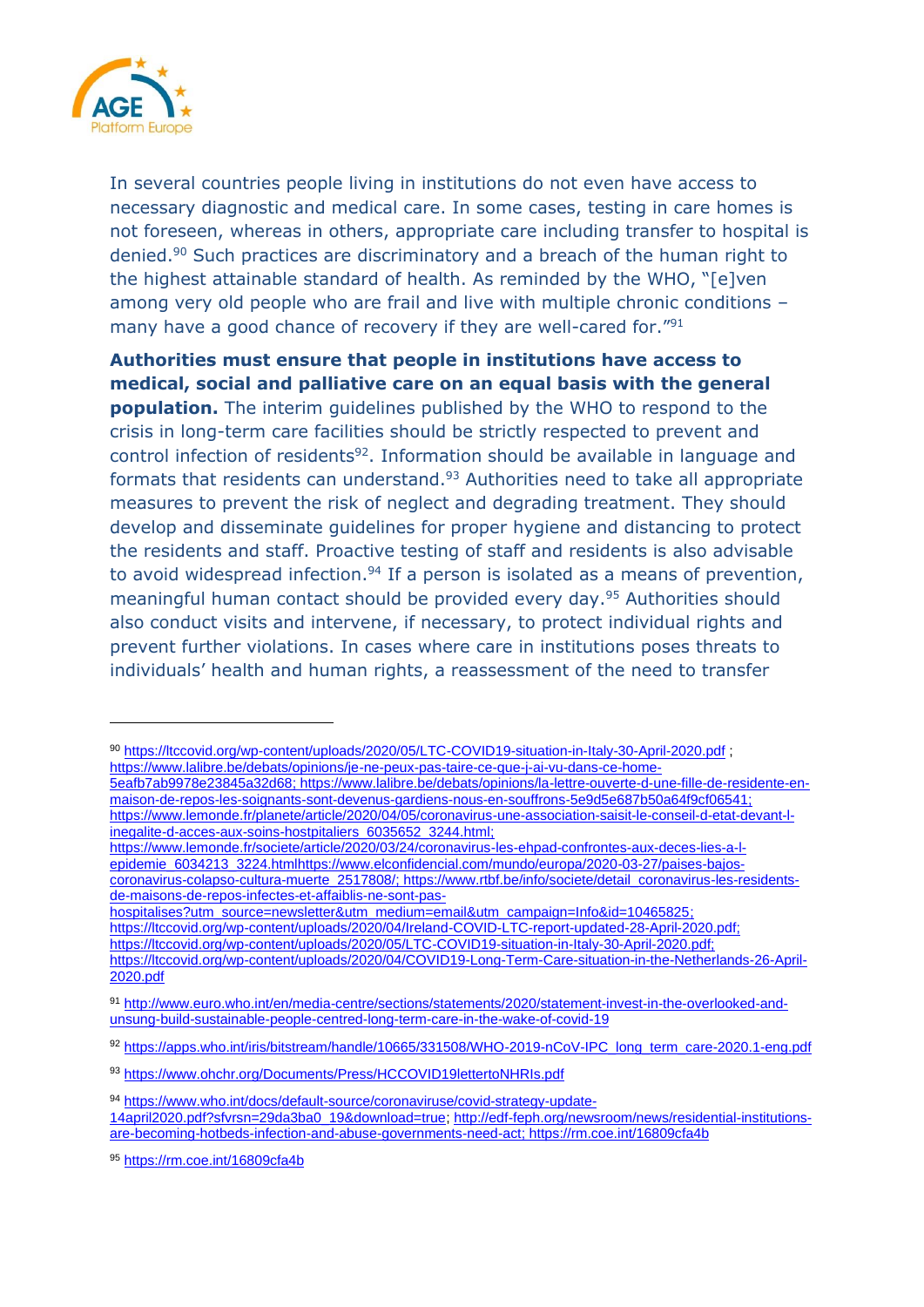In several countries people living in institutions do not even have access to necessary diagnostic and medical care. In some cases, testing in care homes is not foreseen, whereas in others, appropriate care including transfer to hospital is denied.[90] Such practices are discriminatory and a breach of the human right to the highest attainable standard of health. As reminded by the WHO, "[e]ven among very old people who are frail and live with multiple chronic conditions – many have a good chance of recovery if they are well-cared for."[91]

**Authorities must ensure that people in institutions have access to medical, social and palliative care on an equal basis with the general population.** The interim guidelines published by the WHO to respond to the crisis in long-term care facilities should be strictly respected to prevent and control infection of residents[92]. Information should be available in language and formats that residents can understand.[93] Authorities need to take all appropriate measures to prevent the risk of neglect and degrading treatment. They should develop and disseminate guidelines for proper hygiene and distancing to protect the residents and staff. Proactive testing of staff and residents is also advisable to avoid widespread infection.[94] If a person is isolated as a means of prevention, meaningful human contact should be provided every day.[95] Authorities should also conduct visits and intervene, if necessary, to protect individual rights and prevent further violations. In cases where care in institutions poses threats to individuals' health and human rights, a reassessment of the need to transfer

---

[90] https://ltccovid.org/wp-content/uploads/2020/05/LTC-COVID19-situation-in-Italy-30-April-2020.pdf ; https://www.lalibre.be/debats/opinions/je-ne-peux-pas-taire-ce-que-j-ai-vu-dans-ce-home-5eafb7ab9978e23845a32d68; https://www.lalibre.be/debats/opinions/la-lettre-ouverte-d-une-fille-de-residente-en-maison-de-repos-les-soignants-sont-devenus-gardiens-nous-en-souffrons-5e9d5e687b50a64f9cf06541; https://www.lemonde.fr/planete/article/2020/04/05/coronavirus-une-association-saisit-le-conseil-d-etat-devant-l-inegalite-d-acces-aux-soins-hostpitaliers_6035652_3244.html; https://www.lemonde.fr/societe/article/2020/03/24/coronavirus-les-ehpad-confrontes-aux-deces-lies-a-l-epidemie_6034213_3224.htmlhttps://www.elconfidencial.com/mundo/europa/2020-03-27/paises-bajos-coronavirus-colapso-cultura-muerte_2517808/; https://www.rtbf.be/info/societe/detail_coronavirus-les-residents-de-maisons-de-repos-infectes-et-affaiblis-ne-sont-pas-hospitalises?utm_source=newsletter&utm_medium=email&utm_campaign=Info&id=10465825; https://ltccovid.org/wp-content/uploads/2020/04/Ireland-COVID-LTC-report-updated-28-April-2020.pdf; https://ltccovid.org/wp-content/uploads/2020/05/LTC-COVID19-situation-in-Italy-30-April-2020.pdf; https://ltccovid.org/wp-content/uploads/2020/04/COVID19-Long-Term-Care-situation-in-the-Netherlands-26-April-2020.pdf

[91] http://www.euro.who.int/en/media-centre/sections/statements/2020/statement-invest-in-the-overlooked-and-unsung-build-sustainable-people-centred-long-term-care-in-the-wake-of-covid-19

[92] https://apps.who.int/iris/bitstream/handle/10665/331508/WHO-2019-nCoV-IPC_long_term_care-2020.1-eng.pdf

[93] https://www.ohchr.org/Documents/Press/HCCOVID19lettertoNHRIs.pdf

[94] https://www.who.int/docs/default-source/coronaviruse/covid-strategy-update-14april2020.pdf?sfvrsn=29da3ba0_19&download=true; http://edf-feph.org/newsroom/news/residential-institutions-are-becoming-hotbeds-infection-and-abuse-governments-need-act; https://rm.coe.int/16809cfa4b

[95] https://rm.coe.int/16809cfa4b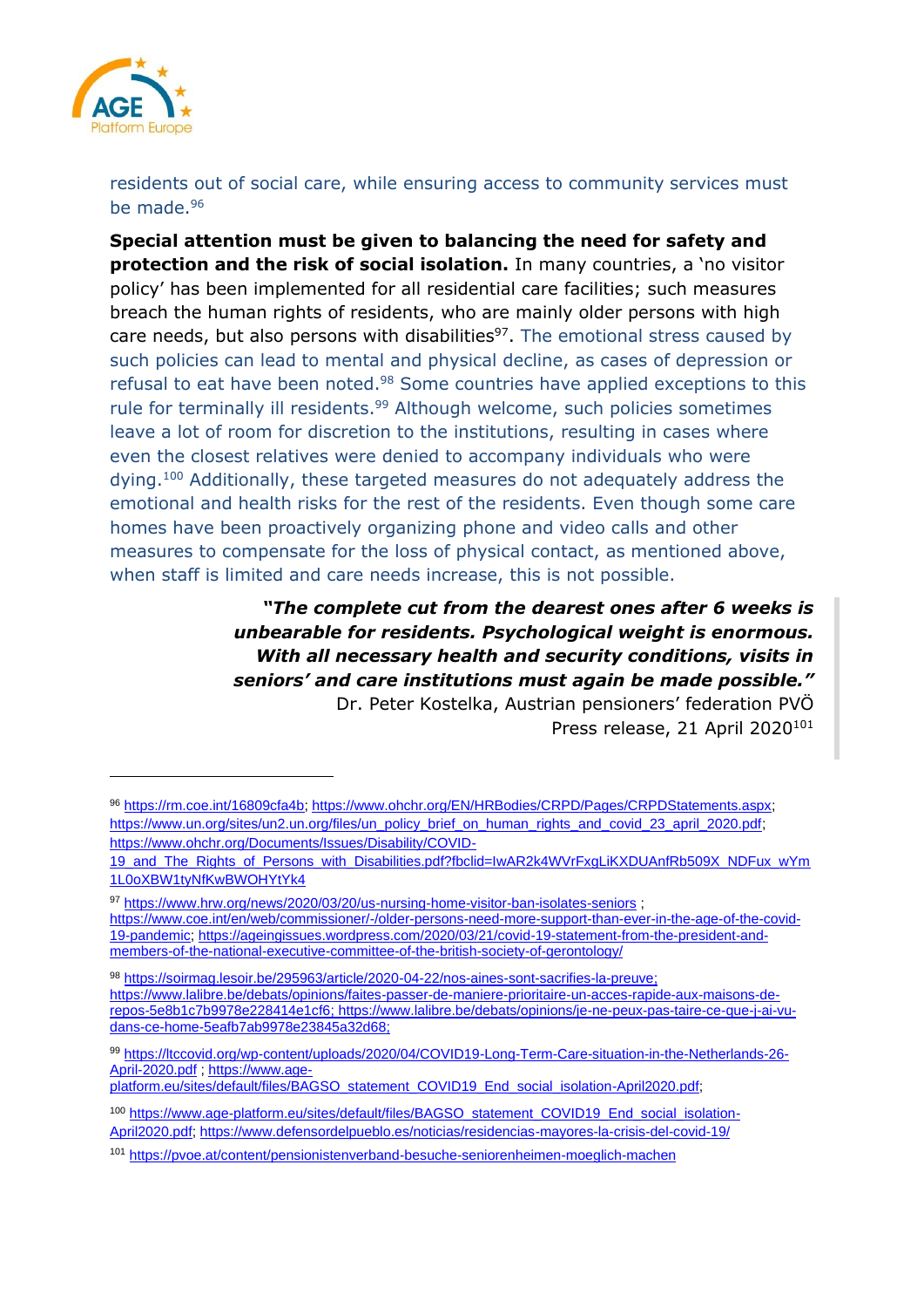residents out of social care, while ensuring access to community services must be made.[96]

**Special attention must be given to balancing the need for safety and protection and the risk of social isolation.** In many countries, a 'no visitor policy' has been implemented for all residential care facilities; such measures breach the human rights of residents, who are mainly older persons with high care needs, but also persons with disabilities[97]. The emotional stress caused by such policies can lead to mental and physical decline, as cases of depression or refusal to eat have been noted.[98] Some countries have applied exceptions to this rule for terminally ill residents.[99] Although welcome, such policies sometimes leave a lot of room for discretion to the institutions, resulting in cases where even the closest relatives were denied to accompany individuals who were dying.[100] Additionally, these targeted measures do not adequately address the emotional and health risks for the rest of the residents. Even though some care homes have been proactively organizing phone and video calls and other measures to compensate for the loss of physical contact, as mentioned above, when staff is limited and care needs increase, this is not possible.

> ***"The complete cut from the dearest ones after 6 weeks is unbearable for residents. Psychological weight is enormous. With all necessary health and security conditions, visits in seniors' and care institutions must again be made possible."***
>
> Dr. Peter Kostelka, Austrian pensioners' federation PVÖ
>
> Press release, 21 April 2020[101]

---

[96] https://rm.coe.int/16809cfa4b; https://www.ohchr.org/EN/HRBodies/CRPD/Pages/CRPDStatements.aspx; https://www.un.org/sites/un2.un.org/files/un_policy_brief_on_human_rights_and_covid_23_april_2020.pdf; https://www.ohchr.org/Documents/Issues/Disability/COVID-19_and_The_Rights_of_Persons_with_Disabilities.pdf?fbclid=IwAR2k4WVrFxgLiKXDUAnfRb509X_NDFux_wYm1L0oXBW1tyNfKwBWOHYtYk4

[97] https://www.hrw.org/news/2020/03/20/us-nursing-home-visitor-ban-isolates-seniors ; https://www.coe.int/en/web/commissioner/-/older-persons-need-more-support-than-ever-in-the-age-of-the-covid-19-pandemic; https://ageingissues.wordpress.com/2020/03/21/covid-19-statement-from-the-president-and-members-of-the-national-executive-committee-of-the-british-society-of-gerontology/

[98] https://soirmag.lesoir.be/295963/article/2020-04-22/nos-aines-sont-sacrifies-la-preuve; https://www.lalibre.be/debats/opinions/faites-passer-de-maniere-prioritaire-un-acces-rapide-aux-maisons-de-repos-5e8b1c7b9978e228414e1cf6; https://www.lalibre.be/debats/opinions/je-ne-peux-pas-taire-ce-que-j-ai-vu-dans-ce-home-5eafb7ab9978e23845a32d68;

[99] https://ltccovid.org/wp-content/uploads/2020/04/COVID19-Long-Term-Care-situation-in-the-Netherlands-26-April-2020.pdf ; https://www.age-platform.eu/sites/default/files/BAGSO_statement_COVID19_End_social_isolation-April2020.pdf;

[100] https://www.age-platform.eu/sites/default/files/BAGSO_statement_COVID19_End_social_isolation-April2020.pdf; https://www.defensordelpueblo.es/noticias/residencias-mayores-la-crisis-del-covid-19/

[101] https://pvoe.at/content/pensionistenverband-besuche-seniorenheimen-moeglich-machen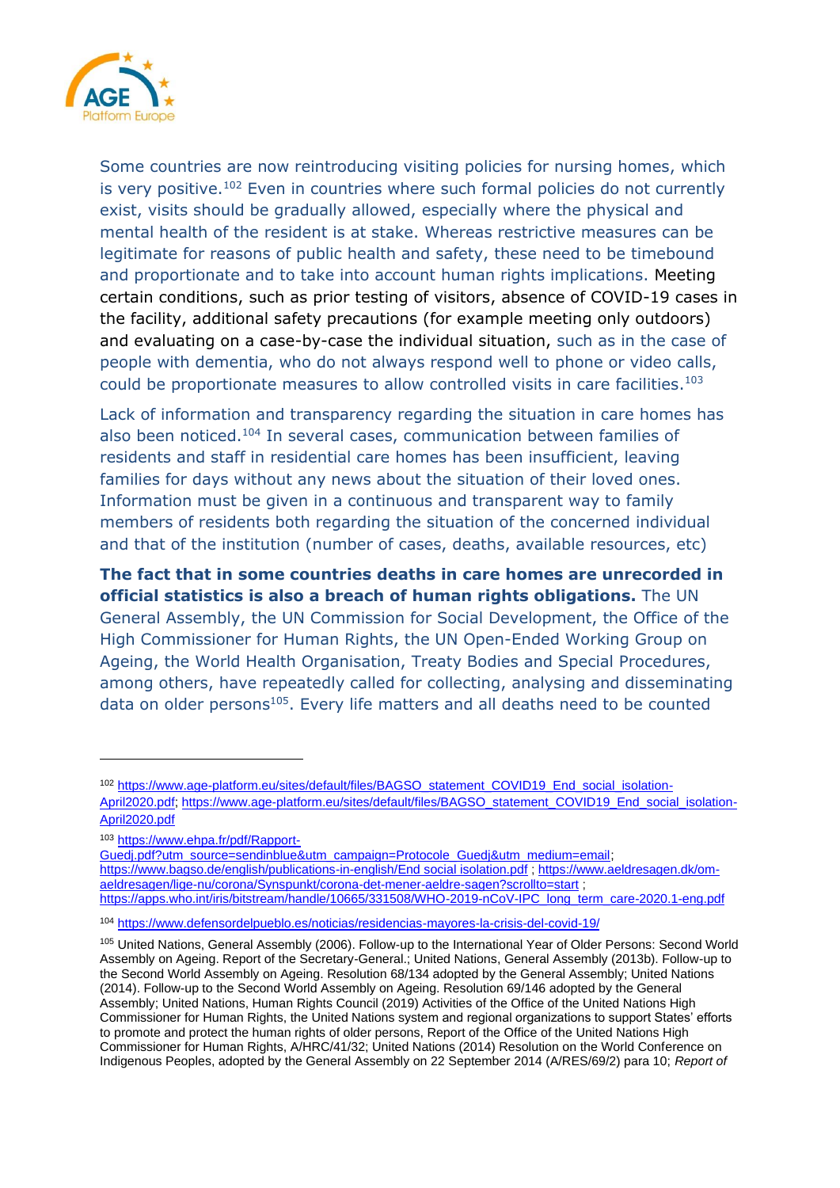Some countries are now reintroducing visiting policies for nursing homes, which is very positive.[102] Even in countries where such formal policies do not currently exist, visits should be gradually allowed, especially where the physical and mental health of the resident is at stake. Whereas restrictive measures can be legitimate for reasons of public health and safety, these need to be timebound and proportionate and to take into account human rights implications. Meeting certain conditions, such as prior testing of visitors, absence of COVID-19 cases in the facility, additional safety precautions (for example meeting only outdoors) and evaluating on a case-by-case the individual situation, such as in the case of people with dementia, who do not always respond well to phone or video calls, could be proportionate measures to allow controlled visits in care facilities.[103]

Lack of information and transparency regarding the situation in care homes has also been noticed.[104] In several cases, communication between families of residents and staff in residential care homes has been insufficient, leaving families for days without any news about the situation of their loved ones. Information must be given in a continuous and transparent way to family members of residents both regarding the situation of the concerned individual and that of the institution (number of cases, deaths, available resources, etc)

**The fact that in some countries deaths in care homes are unrecorded in official statistics is also a breach of human rights obligations.** The UN General Assembly, the UN Commission for Social Development, the Office of the High Commissioner for Human Rights, the UN Open-Ended Working Group on Ageing, the World Health Organisation, Treaty Bodies and Special Procedures, among others, have repeatedly called for collecting, analysing and disseminating data on older persons[105]. Every life matters and all deaths need to be counted

---

[102] https://www.age-platform.eu/sites/default/files/BAGSO_statement_COVID19_End_social_isolation-April2020.pdf; https://www.age-platform.eu/sites/default/files/BAGSO_statement_COVID19_End_social_isolation-April2020.pdf

[103] https://www.ehpa.fr/pdf/Rapport-Guedj.pdf?utm_source=sendinblue&utm_campaign=Protocole_Guedj&utm_medium=email; https://www.bagso.de/english/publications-in-english/End social isolation.pdf ; https://www.aeldresagen.dk/om-aeldresagen/lige-nu/corona/Synspunkt/corona-det-mener-aeldre-sagen?scrollto=start ; https://apps.who.int/iris/bitstream/handle/10665/331508/WHO-2019-nCoV-IPC_long_term_care-2020.1-eng.pdf

[104] https://www.defensordelpueblo.es/noticias/residencias-mayores-la-crisis-del-covid-19/

[105] United Nations, General Assembly (2006). Follow-up to the International Year of Older Persons: Second World Assembly on Ageing. Report of the Secretary-General.; United Nations, General Assembly (2013b). Follow-up to the Second World Assembly on Ageing. Resolution 68/134 adopted by the General Assembly; United Nations (2014). Follow-up to the Second World Assembly on Ageing. Resolution 69/146 adopted by the General Assembly; United Nations, Human Rights Council (2019) Activities of the Office of the United Nations High Commissioner for Human Rights, the United Nations system and regional organizations to support States' efforts to promote and protect the human rights of older persons, Report of the Office of the United Nations High Commissioner for Human Rights, A/HRC/41/32; United Nations (2014) Resolution on the World Conference on Indigenous Peoples, adopted by the General Assembly on 22 September 2014 (A/RES/69/2) para 10; *Report of*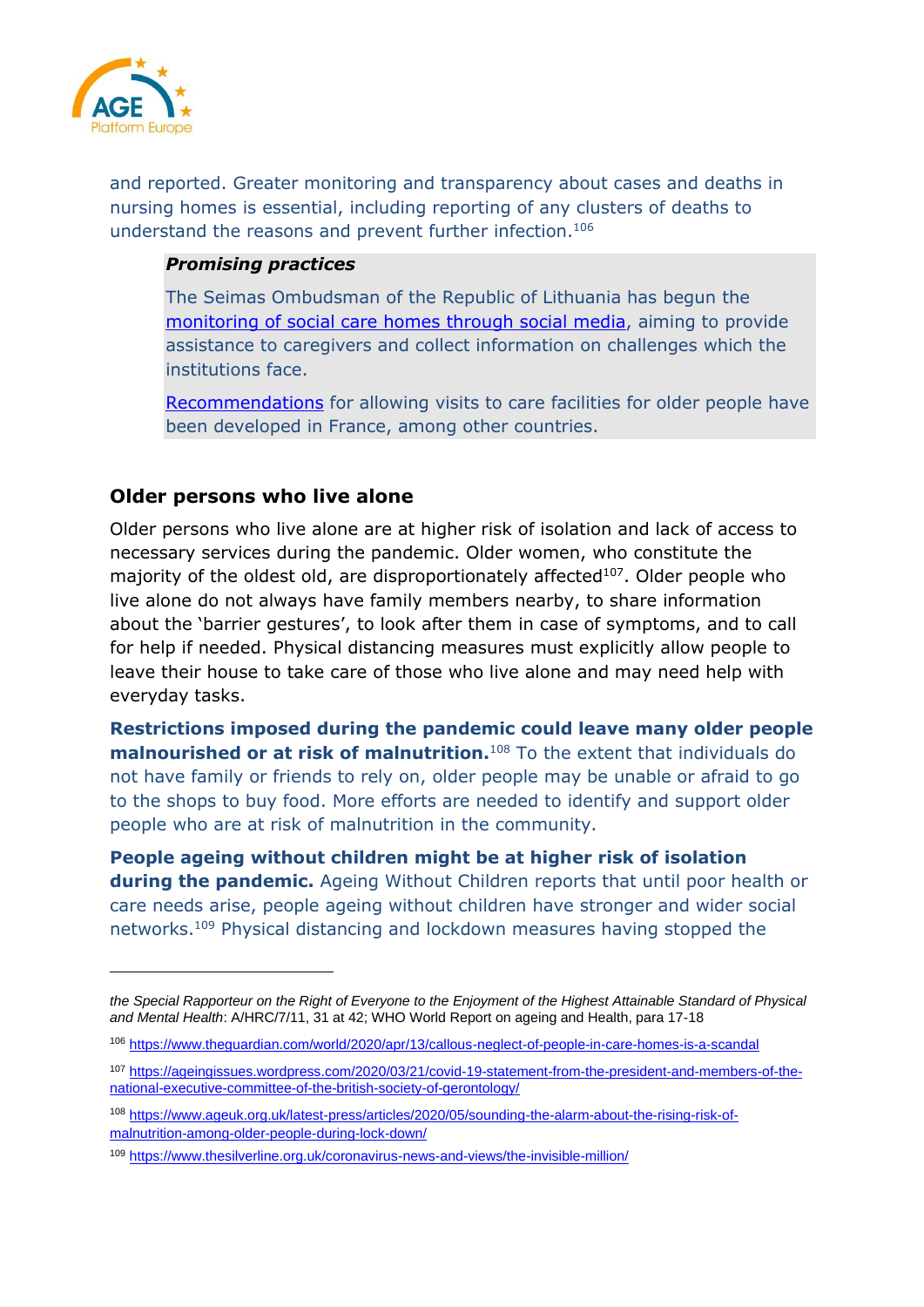and reported. Greater monitoring and transparency about cases and deaths in nursing homes is essential, including reporting of any clusters of deaths to understand the reasons and prevent further infection.[106]

> ***Promising practices***
>
> The Seimas Ombudsman of the Republic of Lithuania has begun the monitoring of social care homes through social media, aiming to provide assistance to caregivers and collect information on challenges which the institutions face.
>
> Recommendations for allowing visits to care facilities for older people have been developed in France, among other countries.

### Older persons who live alone

Older persons who live alone are at higher risk of isolation and lack of access to necessary services during the pandemic. Older women, who constitute the majority of the oldest old, are disproportionately affected[107]. Older people who live alone do not always have family members nearby, to share information about the 'barrier gestures', to look after them in case of symptoms, and to call for help if needed. Physical distancing measures must explicitly allow people to leave their house to take care of those who live alone and may need help with everyday tasks.

**Restrictions imposed during the pandemic could leave many older people malnourished or at risk of malnutrition.**[108] To the extent that individuals do not have family or friends to rely on, older people may be unable or afraid to go to the shops to buy food. More efforts are needed to identify and support older people who are at risk of malnutrition in the community.

**People ageing without children might be at higher risk of isolation during the pandemic.** Ageing Without Children reports that until poor health or care needs arise, people ageing without children have stronger and wider social networks.[109] Physical distancing and lockdown measures having stopped the

---

*the Special Rapporteur on the Right of Everyone to the Enjoyment of the Highest Attainable Standard of Physical and Mental Health*: A/HRC/7/11, 31 at 42; WHO World Report on ageing and Health, para 17-18

[106] https://www.theguardian.com/world/2020/apr/13/callous-neglect-of-people-in-care-homes-is-a-scandal

[107] https://ageingissues.wordpress.com/2020/03/21/covid-19-statement-from-the-president-and-members-of-the-national-executive-committee-of-the-british-society-of-gerontology/

[108] https://www.ageuk.org.uk/latest-press/articles/2020/05/sounding-the-alarm-about-the-rising-risk-of-malnutrition-among-older-people-during-lock-down/

[109] https://www.thesilverline.org.uk/coronavirus-news-and-views/the-invisible-million/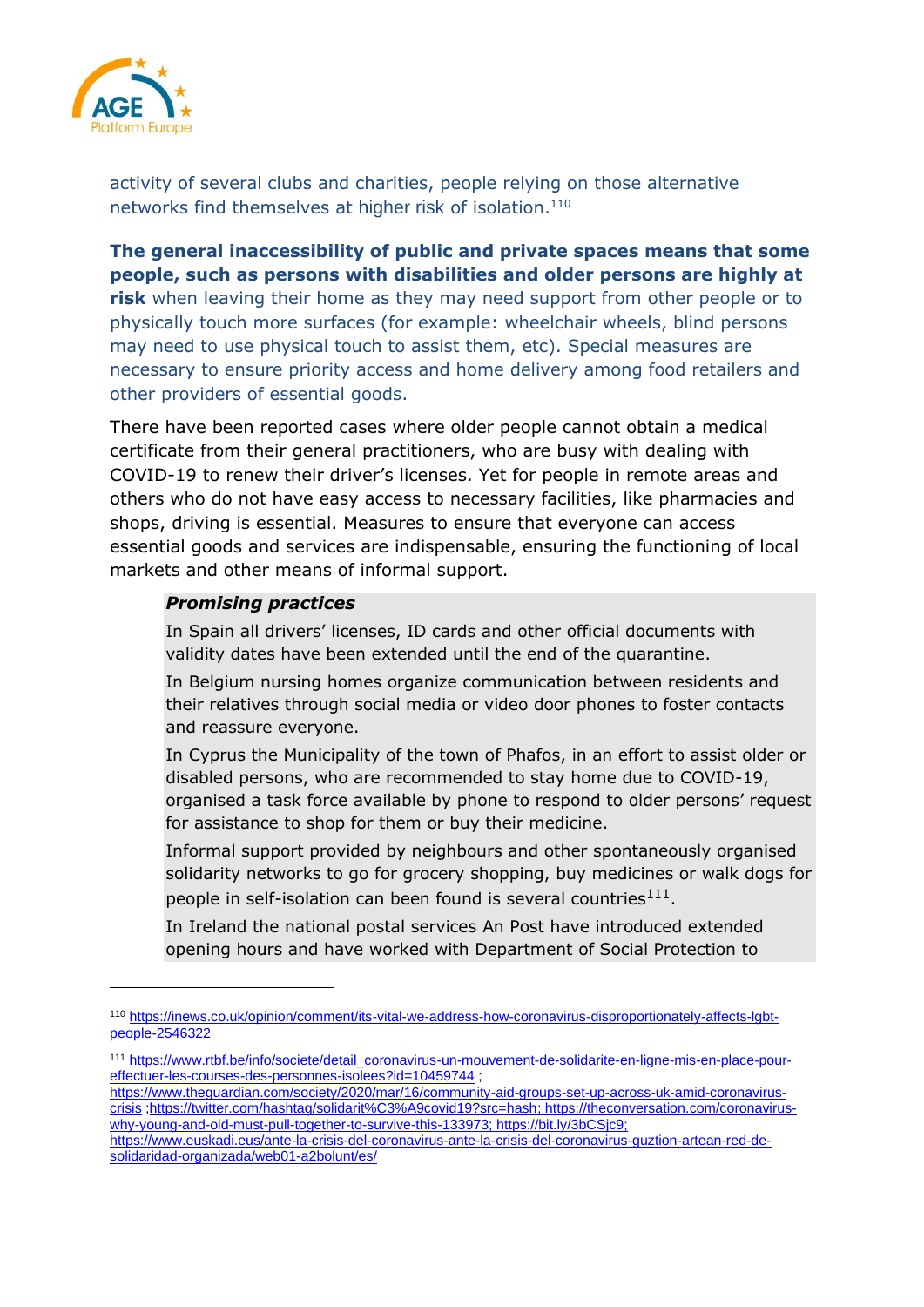activity of several clubs and charities, people relying on those alternative networks find themselves at higher risk of isolation.[110]

**The general inaccessibility of public and private spaces means that some people, such as persons with disabilities and older persons are highly at risk** when leaving their home as they may need support from other people or to physically touch more surfaces (for example: wheelchair wheels, blind persons may need to use physical touch to assist them, etc). Special measures are necessary to ensure priority access and home delivery among food retailers and other providers of essential goods.

There have been reported cases where older people cannot obtain a medical certificate from their general practitioners, who are busy with dealing with COVID-19 to renew their driver's licenses. Yet for people in remote areas and others who do not have easy access to necessary facilities, like pharmacies and shops, driving is essential. Measures to ensure that everyone can access essential goods and services are indispensable, ensuring the functioning of local markets and other means of informal support.

> ***Promising practices***
>
> In Spain all drivers' licenses, ID cards and other official documents with validity dates have been extended until the end of the quarantine.
>
> In Belgium nursing homes organize communication between residents and their relatives through social media or video door phones to foster contacts and reassure everyone.
>
> In Cyprus the Municipality of the town of Phafos, in an effort to assist older or disabled persons, who are recommended to stay home due to COVID-19, organised a task force available by phone to respond to older persons' request for assistance to shop for them or buy their medicine.
>
> Informal support provided by neighbours and other spontaneously organised solidarity networks to go for grocery shopping, buy medicines or walk dogs for people in self-isolation can been found is several countries[111].
>
> In Ireland the national postal services An Post have introduced extended opening hours and have worked with Department of Social Protection to

---

[110] https://inews.co.uk/opinion/comment/its-vital-we-address-how-coronavirus-disproportionately-affects-lgbt-people-2546322

[111] https://www.rtbf.be/info/societe/detail_coronavirus-un-mouvement-de-solidarite-en-ligne-mis-en-place-pour-effectuer-les-courses-des-personnes-isolees?id=10459744 ; https://www.theguardian.com/society/2020/mar/16/community-aid-groups-set-up-across-uk-amid-coronavirus-crisis ;https://twitter.com/hashtag/solidarit%C3%A9covid19?src=hash; https://theconversation.com/coronavirus-why-young-and-old-must-pull-together-to-survive-this-133973; https://bit.ly/3bCSjc9; https://www.euskadi.eus/ante-la-crisis-del-coronavirus-ante-la-crisis-del-coronavirus-guztion-artean-red-de-solidaridad-organizada/web01-a2bolunt/es/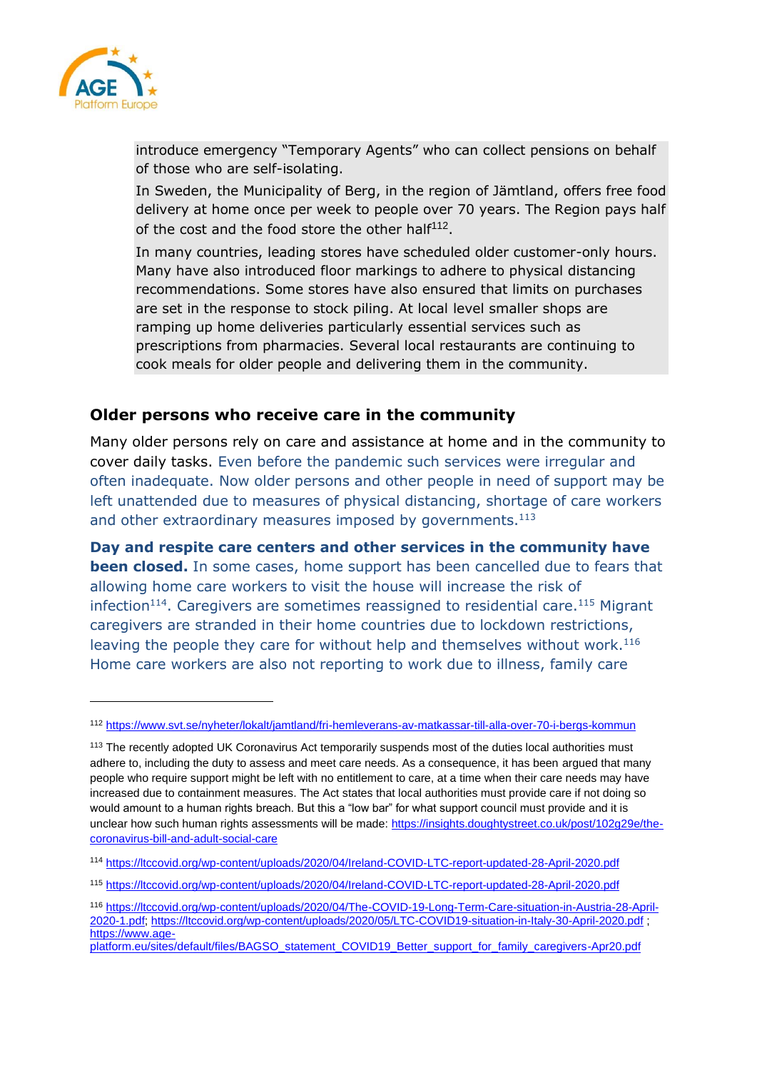introduce emergency "Temporary Agents" who can collect pensions on behalf of those who are self-isolating.

In Sweden, the Municipality of Berg, in the region of Jämtland, offers free food delivery at home once per week to people over 70 years. The Region pays half of the cost and the food store the other half[112].

In many countries, leading stores have scheduled older customer-only hours. Many have also introduced floor markings to adhere to physical distancing recommendations. Some stores have also ensured that limits on purchases are set in the response to stock piling. At local level smaller shops are ramping up home deliveries particularly essential services such as prescriptions from pharmacies. Several local restaurants are continuing to cook meals for older people and delivering them in the community.

## Older persons who receive care in the community

Many older persons rely on care and assistance at home and in the community to cover daily tasks. Even before the pandemic such services were irregular and often inadequate. Now older persons and other people in need of support may be left unattended due to measures of physical distancing, shortage of care workers and other extraordinary measures imposed by governments.[113]

**Day and respite care centers and other services in the community have been closed.** In some cases, home support has been cancelled due to fears that allowing home care workers to visit the house will increase the risk of infection[114]. Caregivers are sometimes reassigned to residential care.[115] Migrant caregivers are stranded in their home countries due to lockdown restrictions, leaving the people they care for without help and themselves without work.[116] Home care workers are also not reporting to work due to illness, family care

---

[112] https://www.svt.se/nyheter/lokalt/jamtland/fri-hemleverans-av-matkassar-till-alla-over-70-i-bergs-kommun

[113] The recently adopted UK Coronavirus Act temporarily suspends most of the duties local authorities must adhere to, including the duty to assess and meet care needs. As a consequence, it has been argued that many people who require support might be left with no entitlement to care, at a time when their care needs may have increased due to containment measures. The Act states that local authorities must provide care if not doing so would amount to a human rights breach. But this a "low bar" for what support council must provide and it is unclear how such human rights assessments will be made: https://insights.doughtystreet.co.uk/post/102g29e/the-coronavirus-bill-and-adult-social-care

[114] https://ltccovid.org/wp-content/uploads/2020/04/Ireland-COVID-LTC-report-updated-28-April-2020.pdf

[115] https://ltccovid.org/wp-content/uploads/2020/04/Ireland-COVID-LTC-report-updated-28-April-2020.pdf

[116] https://ltccovid.org/wp-content/uploads/2020/04/The-COVID-19-Long-Term-Care-situation-in-Austria-28-April-2020-1.pdf; https://ltccovid.org/wp-content/uploads/2020/05/LTC-COVID19-situation-in-Italy-30-April-2020.pdf ; https://www.age-platform.eu/sites/default/files/BAGSO_statement_COVID19_Better_support_for_family_caregivers-Apr20.pdf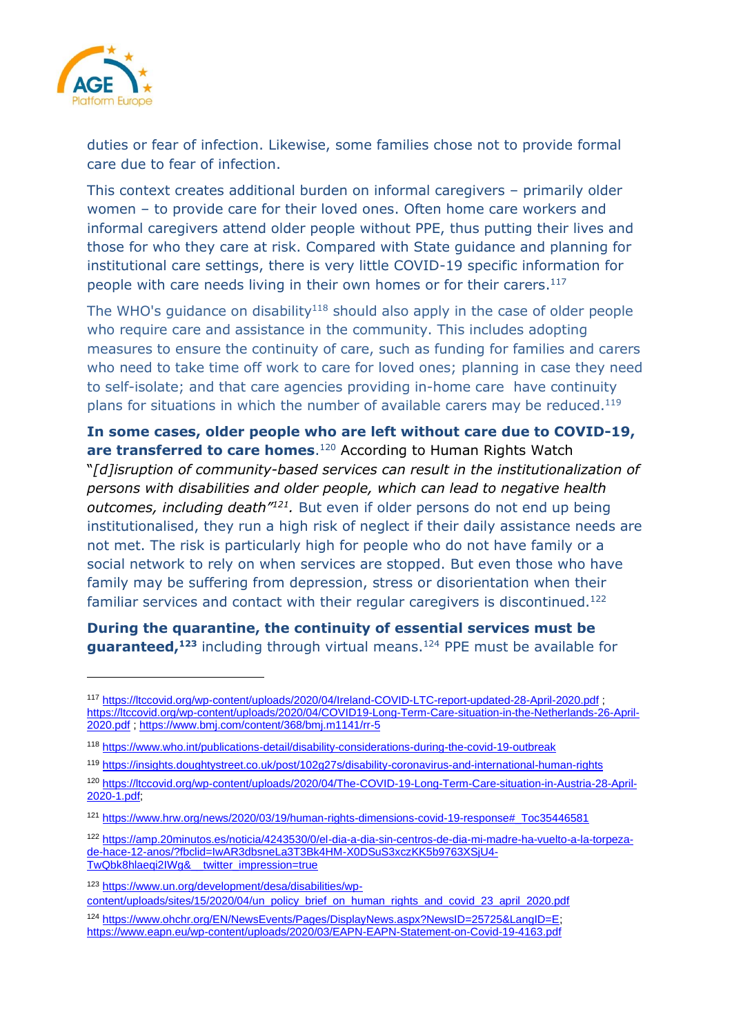duties or fear of infection. Likewise, some families chose not to provide formal care due to fear of infection.

This context creates additional burden on informal caregivers – primarily older women – to provide care for their loved ones. Often home care workers and informal caregivers attend older people without PPE, thus putting their lives and those for who they care at risk. Compared with State guidance and planning for institutional care settings, there is very little COVID-19 specific information for people with care needs living in their own homes or for their carers.[117]

The WHO's guidance on disability[118] should also apply in the case of older people who require care and assistance in the community. This includes adopting measures to ensure the continuity of care, such as funding for families and carers who need to take time off work to care for loved ones; planning in case they need to self-isolate; and that care agencies providing in-home care have continuity plans for situations in which the number of available carers may be reduced.[119]

**In some cases, older people who are left without care due to COVID-19, are transferred to care homes**.[120] According to Human Rights Watch "*[d]isruption of community-based services can result in the institutionalization of persons with disabilities and older people, which can lead to negative health outcomes, including death"*[121]*.* But even if older persons do not end up being institutionalised, they run a high risk of neglect if their daily assistance needs are not met. The risk is particularly high for people who do not have family or a social network to rely on when services are stopped. But even those who have family may be suffering from depression, stress or disorientation when their familiar services and contact with their regular caregivers is discontinued.[122]

**During the quarantine, the continuity of essential services must be guaranteed,**[123] including through virtual means.[124] PPE must be available for

---

[117] https://ltccovid.org/wp-content/uploads/2020/04/Ireland-COVID-LTC-report-updated-28-April-2020.pdf ; https://ltccovid.org/wp-content/uploads/2020/04/COVID19-Long-Term-Care-situation-in-the-Netherlands-26-April-2020.pdf ; https://www.bmj.com/content/368/bmj.m1141/rr-5

[118] https://www.who.int/publications-detail/disability-considerations-during-the-covid-19-outbreak

[119] https://insights.doughtystreet.co.uk/post/102g27s/disability-coronavirus-and-international-human-rights

[120] https://ltccovid.org/wp-content/uploads/2020/04/The-COVID-19-Long-Term-Care-situation-in-Austria-28-April-2020-1.pdf;

[121] https://www.hrw.org/news/2020/03/19/human-rights-dimensions-covid-19-response#_Toc35446581

[122] https://amp.20minutos.es/noticia/4243530/0/el-dia-a-dia-sin-centros-de-dia-mi-madre-ha-vuelto-a-la-torpeza-de-hace-12-anos/?fbclid=IwAR3dbsneLa3T3Bk4HM-X0DSuS3xczKK5b9763XSjU4-TwQbk8hlaeqi2IWg&__twitter_impression=true

[123] https://www.un.org/development/desa/disabilities/wp-content/uploads/sites/15/2020/04/un_policy_brief_on_human_rights_and_covid_23_april_2020.pdf

[124] https://www.ohchr.org/EN/NewsEvents/Pages/DisplayNews.aspx?NewsID=25725&LangID=E; https://www.eapn.eu/wp-content/uploads/2020/03/EAPN-EAPN-Statement-on-Covid-19-4163.pdf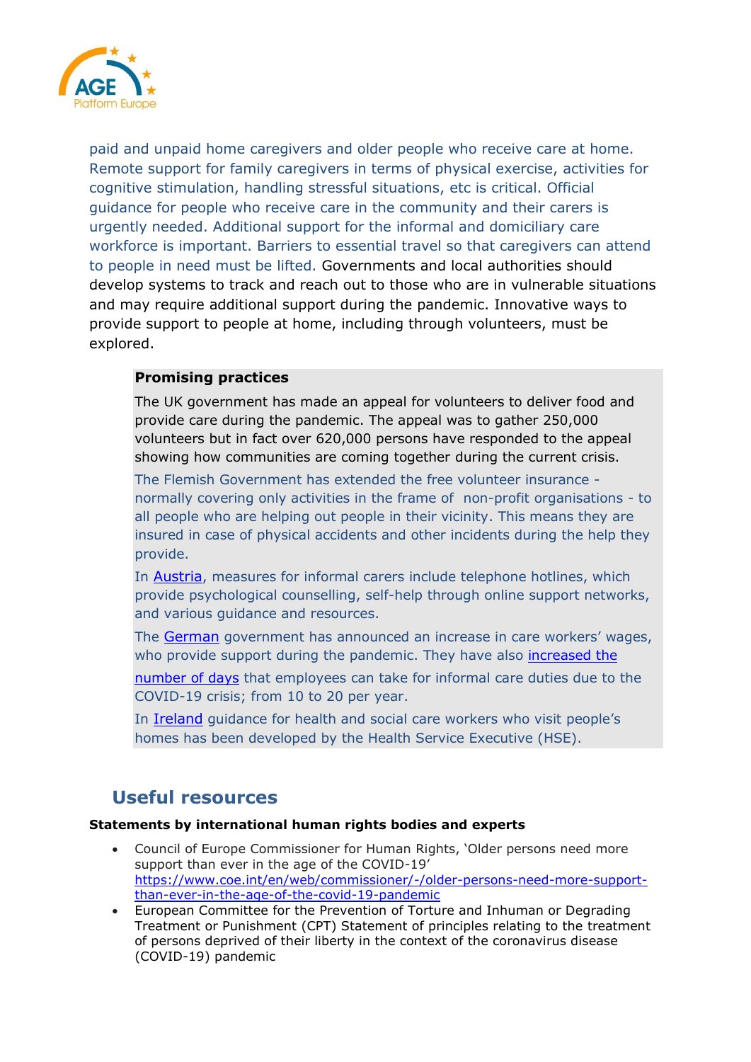paid and unpaid home caregivers and older people who receive care at home. Remote support for family caregivers in terms of physical exercise, activities for cognitive stimulation, handling stressful situations, etc is critical. Official guidance for people who receive care in the community and their carers is urgently needed. Additional support for the informal and domiciliary care workforce is important. Barriers to essential travel so that caregivers can attend to people in need must be lifted. Governments and local authorities should develop systems to track and reach out to those who are in vulnerable situations and may require additional support during the pandemic. Innovative ways to provide support to people at home, including through volunteers, must be explored.

**Promising practices**

The UK government has made an appeal for volunteers to deliver food and provide care during the pandemic. The appeal was to gather 250,000 volunteers but in fact over 620,000 persons have responded to the appeal showing how communities are coming together during the current crisis.

The Flemish Government has extended the free volunteer insurance - normally covering only activities in the frame of non-profit organisations - to all people who are helping out people in their vicinity. This means they are insured in case of physical accidents and other incidents during the help they provide.

In Austria, measures for informal carers include telephone hotlines, which provide psychological counselling, self-help through online support networks, and various guidance and resources.

The German government has announced an increase in care workers' wages, who provide support during the pandemic. They have also increased the number of days that employees can take for informal care duties due to the COVID-19 crisis; from 10 to 20 per year.

In Ireland guidance for health and social care workers who visit people's homes has been developed by the Health Service Executive (HSE).

## Useful resources

**Statements by international human rights bodies and experts**

- Council of Europe Commissioner for Human Rights, 'Older persons need more support than ever in the age of the COVID-19' https://www.coe.int/en/web/commissioner/-/older-persons-need-more-support-than-ever-in-the-age-of-the-covid-19-pandemic
- European Committee for the Prevention of Torture and Inhuman or Degrading Treatment or Punishment (CPT) Statement of principles relating to the treatment of persons deprived of their liberty in the context of the coronavirus disease (COVID-19) pandemic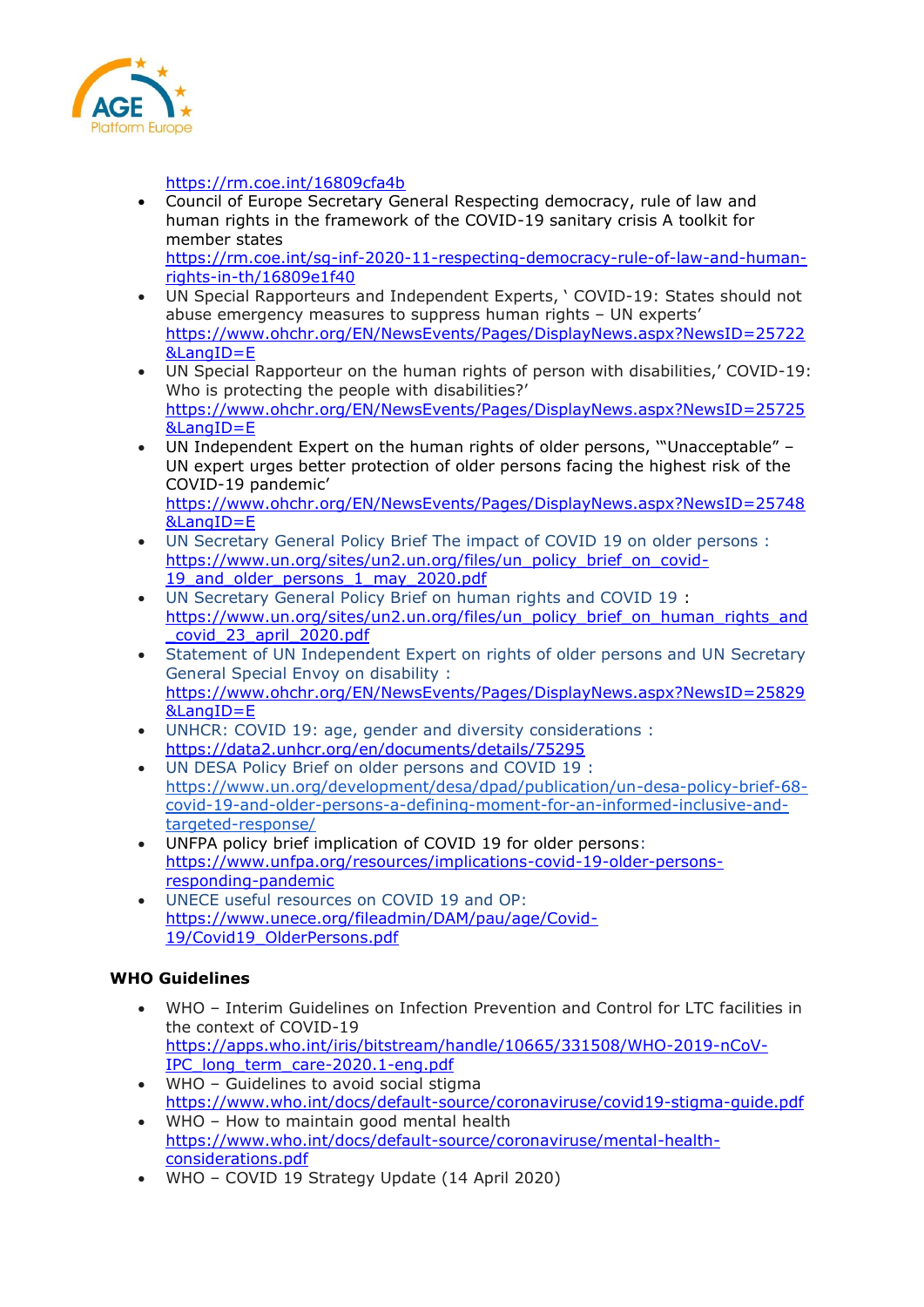https://rm.coe.int/16809cfa4b

- Council of Europe Secretary General Respecting democracy, rule of law and human rights in the framework of the COVID-19 sanitary crisis A toolkit for member states https://rm.coe.int/sg-inf-2020-11-respecting-democracy-rule-of-law-and-human-rights-in-th/16809e1f40
- UN Special Rapporteurs and Independent Experts, ' COVID-19: States should not abuse emergency measures to suppress human rights – UN experts' https://www.ohchr.org/EN/NewsEvents/Pages/DisplayNews.aspx?NewsID=25722&LangID=E
- UN Special Rapporteur on the human rights of person with disabilities,' COVID-19: Who is protecting the people with disabilities?' https://www.ohchr.org/EN/NewsEvents/Pages/DisplayNews.aspx?NewsID=25725&LangID=E
- UN Independent Expert on the human rights of older persons, '"Unacceptable" – UN expert urges better protection of older persons facing the highest risk of the COVID-19 pandemic' https://www.ohchr.org/EN/NewsEvents/Pages/DisplayNews.aspx?NewsID=25748&LangID=E
- UN Secretary General Policy Brief The impact of COVID 19 on older persons : https://www.un.org/sites/un2.un.org/files/un_policy_brief_on_covid-19_and_older_persons_1_may_2020.pdf
- UN Secretary General Policy Brief on human rights and COVID 19 : https://www.un.org/sites/un2.un.org/files/un_policy_brief_on_human_rights_and_covid_23_april_2020.pdf
- Statement of UN Independent Expert on rights of older persons and UN Secretary General Special Envoy on disability : https://www.ohchr.org/EN/NewsEvents/Pages/DisplayNews.aspx?NewsID=25829&LangID=E
- UNHCR: COVID 19: age, gender and diversity considerations : https://data2.unhcr.org/en/documents/details/75295
- UN DESA Policy Brief on older persons and COVID 19 : https://www.un.org/development/desa/dpad/publication/un-desa-policy-brief-68-covid-19-and-older-persons-a-defining-moment-for-an-informed-inclusive-and-targeted-response/
- UNFPA policy brief implication of COVID 19 for older persons: https://www.unfpa.org/resources/implications-covid-19-older-persons-responding-pandemic
- UNECE useful resources on COVID 19 and OP: https://www.unece.org/fileadmin/DAM/pau/age/Covid-19/Covid19_OlderPersons.pdf

**WHO Guidelines**

- WHO – Interim Guidelines on Infection Prevention and Control for LTC facilities in the context of COVID-19 https://apps.who.int/iris/bitstream/handle/10665/331508/WHO-2019-nCoV-IPC_long_term_care-2020.1-eng.pdf
- WHO – Guidelines to avoid social stigma https://www.who.int/docs/default-source/coronaviruse/covid19-stigma-guide.pdf
- WHO – How to maintain good mental health https://www.who.int/docs/default-source/coronaviruse/mental-health-considerations.pdf
- WHO – COVID 19 Strategy Update (14 April 2020)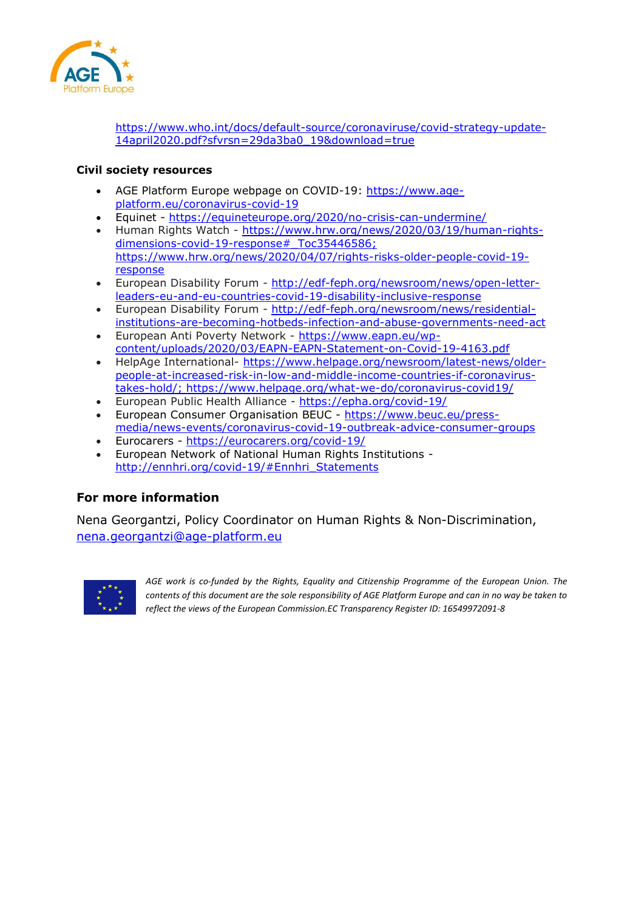https://www.who.int/docs/default-source/coronaviruse/covid-strategy-update-14april2020.pdf?sfvrsn=29da3ba0_19&download=true

**Civil society resources**

- AGE Platform Europe webpage on COVID-19: https://www.age-platform.eu/coronavirus-covid-19
- Equinet - https://equineteurope.org/2020/no-crisis-can-undermine/
- Human Rights Watch - https://www.hrw.org/news/2020/03/19/human-rights-dimensions-covid-19-response#_Toc35446586; https://www.hrw.org/news/2020/04/07/rights-risks-older-people-covid-19-response
- European Disability Forum - http://edf-feph.org/newsroom/news/open-letter-leaders-eu-and-eu-countries-covid-19-disability-inclusive-response
- European Disability Forum - http://edf-feph.org/newsroom/news/residential-institutions-are-becoming-hotbeds-infection-and-abuse-governments-need-act
- European Anti Poverty Network - https://www.eapn.eu/wp-content/uploads/2020/03/EAPN-EAPN-Statement-on-Covid-19-4163.pdf
- HelpAge International- https://www.helpage.org/newsroom/latest-news/older-people-at-increased-risk-in-low-and-middle-income-countries-if-coronavirus-takes-hold/; https://www.helpage.org/what-we-do/coronavirus-covid19/
- European Public Health Alliance - https://epha.org/covid-19/
- European Consumer Organisation BEUC - https://www.beuc.eu/press-media/news-events/coronavirus-covid-19-outbreak-advice-consumer-groups
- Eurocarers - https://eurocarers.org/covid-19/
- European Network of National Human Rights Institutions - http://ennhri.org/covid-19/#Ennhri_Statements

## For more information

Nena Georgantzi, Policy Coordinator on Human Rights & Non-Discrimination, nena.georgantzi@age-platform.eu

*AGE work is co-funded by the Rights, Equality and Citizenship Programme of the European Union. The contents of this document are the sole responsibility of AGE Platform Europe and can in no way be taken to reflect the views of the European Commission.EC Transparency Register ID: 16549972091-8*